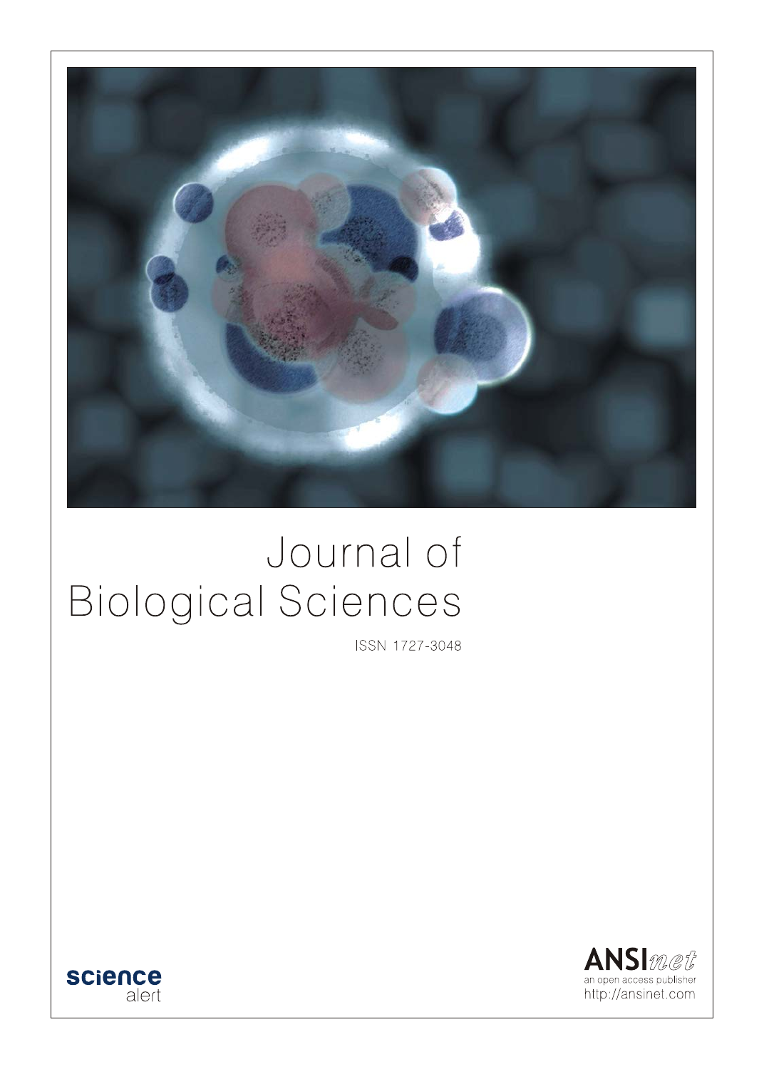# Journal of Biological Sciences

ISSN 1727-3048

science alert

ANSInet
an open access publisher
http://ansinet.com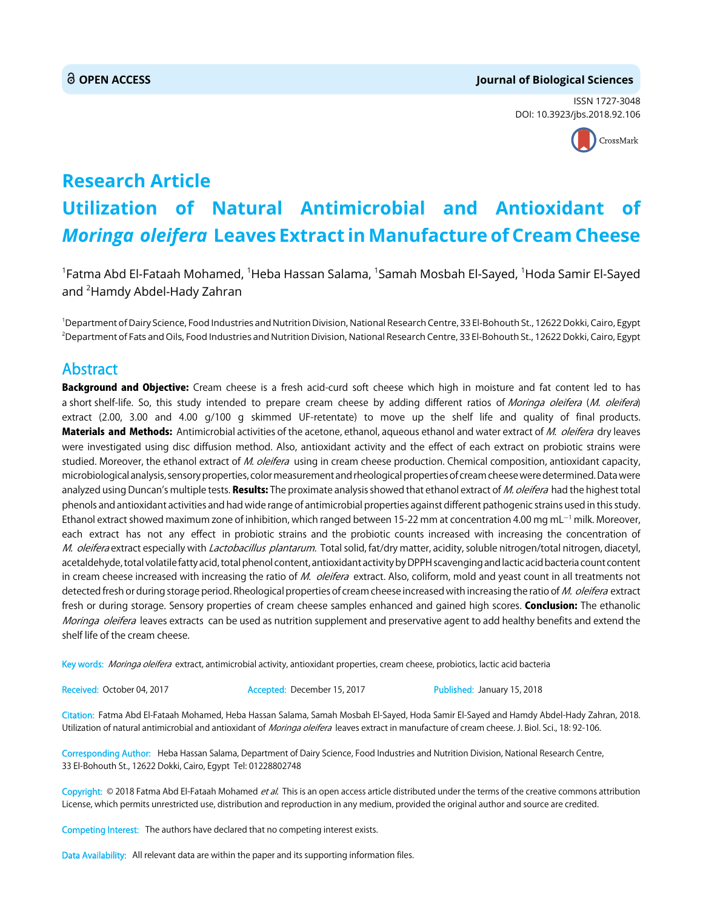OPEN ACCESS

Journal of Biological Sciences

ISSN 1727-3048
DOI: 10.3923/jbs.2018.92.106

# Research Article

# Utilization of Natural Antimicrobial and Antioxidant of *Moringa oleifera* Leaves Extract in Manufacture of Cream Cheese

[1]Fatma Abd El-Fataah Mohamed, [1]Heba Hassan Salama, [1]Samah Mosbah El-Sayed, [1]Hoda Samir El-Sayed and [2]Hamdy Abdel-Hady Zahran

[1]Department of Dairy Science, Food Industries and Nutrition Division, National Research Centre, 33 El-Bohouth St., 12622 Dokki, Cairo, Egypt
[2]Department of Fats and Oils, Food Industries and Nutrition Division, National Research Centre, 33 El-Bohouth St., 12622 Dokki, Cairo, Egypt

## Abstract

**Background and Objective:** Cream cheese is a fresh acid-curd soft cheese which high in moisture and fat content led to has a short shelf-life. So, this study intended to prepare cream cheese by adding different ratios of *Moringa oleifera* (*M. oleifera*) extract (2.00, 3.00 and 4.00 g/100 g skimmed UF-retentate) to move up the shelf life and quality of final products. **Materials and Methods:** Antimicrobial activities of the acetone, ethanol, aqueous ethanol and water extract of *M. oleifera* dry leaves were investigated using disc diffusion method. Also, antioxidant activity and the effect of each extract on probiotic strains were studied. Moreover, the ethanol extract of *M. oleifera* using in cream cheese production. Chemical composition, antioxidant capacity, microbiological analysis, sensory properties, color measurement and rheological properties of cream cheese were determined. Data were analyzed using Duncan's multiple tests. **Results:** The proximate analysis showed that ethanol extract of *M. oleifera* had the highest total phenols and antioxidant activities and had wide range of antimicrobial properties against different pathogenic strains used in this study. Ethanol extract showed maximum zone of inhibition, which ranged between 15-22 mm at concentration 4.00 mg $mL^{-1}$ milk. Moreover, each extract has not any effect in probiotic strains and the probiotic counts increased with increasing the concentration of *M. oleifera* extract especially with *Lactobacillus plantarum.* Total solid, fat/dry matter, acidity, soluble nitrogen/total nitrogen, diacetyl, acetaldehyde, total volatile fatty acid, total phenol content, antioxidant activity by DPPH scavenging and lactic acid bacteria count content in cream cheese increased with increasing the ratio of *M. oleifera* extract. Also, coliform, mold and yeast count in all treatments not detected fresh or during storage period. Rheological properties of cream cheese increased with increasing the ratio of *M. oleifera* extract fresh or during storage. Sensory properties of cream cheese samples enhanced and gained high scores. **Conclusion:** The ethanolic *Moringa oleifera* leaves extracts can be used as nutrition supplement and preservative agent to add healthy benefits and extend the shelf life of the cream cheese.

Key words: *Moringa oleifera* extract, antimicrobial activity, antioxidant properties, cream cheese, probiotics, lactic acid bacteria

Received: October 04, 2017 Accepted: December 15, 2017 Published: January 15, 2018

Citation: Fatma Abd El-Fataah Mohamed, Heba Hassan Salama, Samah Mosbah El-Sayed, Hoda Samir El-Sayed and Hamdy Abdel-Hady Zahran, 2018. Utilization of natural antimicrobial and antioxidant of *Moringa oleifera* leaves extract in manufacture of cream cheese. J. Biol. Sci., 18: 92-106.

Corresponding Author: Heba Hassan Salama, Department of Dairy Science, Food Industries and Nutrition Division, National Research Centre, 33 El-Bohouth St., 12622 Dokki, Cairo, Egypt Tel: 01228802748

Copyright: © 2018 Fatma Abd El-Fataah Mohamed *et al.* This is an open access article distributed under the terms of the creative commons attribution License, which permits unrestricted use, distribution and reproduction in any medium, provided the original author and source are credited.

Competing Interest: The authors have declared that no competing interest exists.

Data Availability: All relevant data are within the paper and its supporting information files.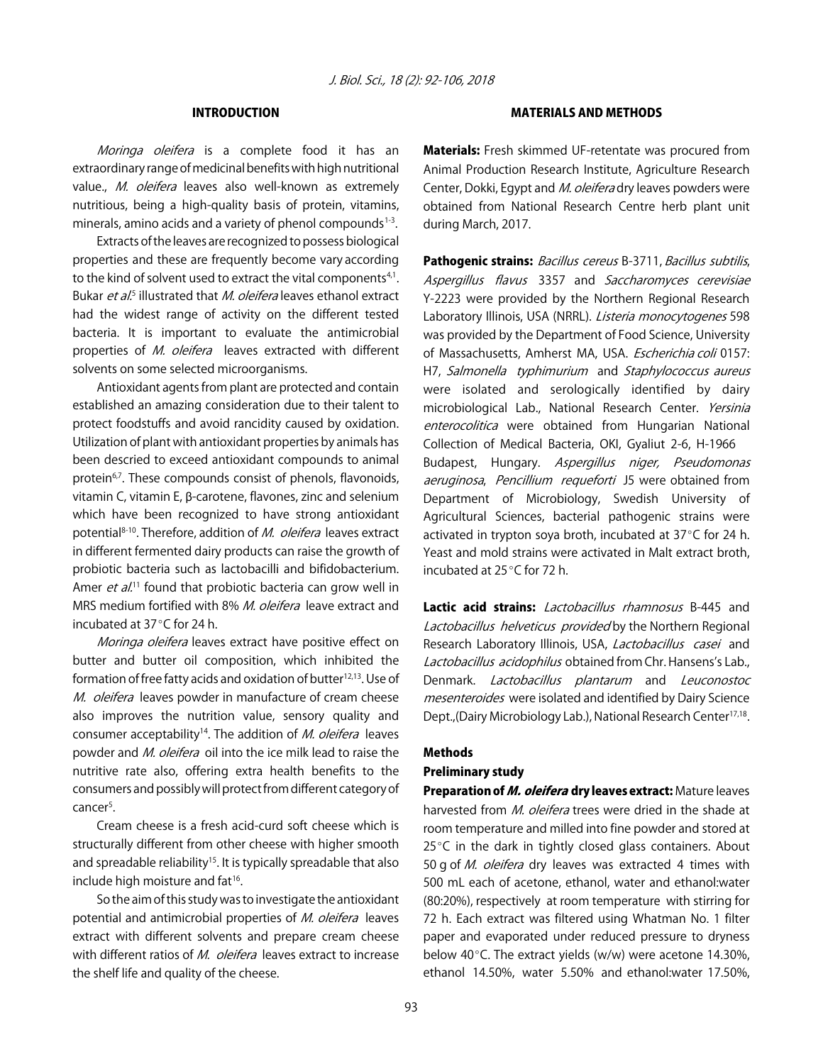## INTRODUCTION

*Moringa oleifera* is a complete food it has an extraordinary range of medicinal benefits with high nutritional value., *M. oleifera* leaves also well-known as extremely nutritious, being a high-quality basis of protein, vitamins, minerals, amino acids and a variety of phenol compounds[1-3].

Extracts of the leaves are recognized to possess biological properties and these are frequently become vary according to the kind of solvent used to extract the vital components[4,1]. Bukar *et al*.[5] illustrated that *M. oleifera* leaves ethanol extract had the widest range of activity on the different tested bacteria. It is important to evaluate the antimicrobial properties of *M. oleifera* leaves extracted with different solvents on some selected microorganisms.

Antioxidant agents from plant are protected and contain established an amazing consideration due to their talent to protect foodstuffs and avoid rancidity caused by oxidation. Utilization of plant with antioxidant properties by animals has been descried to exceed antioxidant compounds to animal protein[6,7]. These compounds consist of phenols, flavonoids, vitamin C, vitamin E, β-carotene, flavones, zinc and selenium which have been recognized to have strong antioxidant potential[8-10]. Therefore, addition of *M. oleifera* leaves extract in different fermented dairy products can raise the growth of probiotic bacteria such as lactobacilli and bifidobacterium. Amer *et al*.[11] found that probiotic bacteria can grow well in MRS medium fortified with 8% *M. oleifera* leave extract and incubated at 37°C for 24 h.

*Moringa oleifera* leaves extract have positive effect on butter and butter oil composition, which inhibited the formation of free fatty acids and oxidation of butter[12,13]. Use of *M. oleifera* leaves powder in manufacture of cream cheese also improves the nutrition value, sensory quality and consumer acceptability[14]. The addition of *M. oleifera* leaves powder and *M. oleifera* oil into the ice milk lead to raise the nutritive rate also, offering extra health benefits to the consumers and possibly will protect from different category of cancer[5].

Cream cheese is a fresh acid-curd soft cheese which is structurally different from other cheese with higher smooth and spreadable reliability[15]. It is typically spreadable that also include high moisture and fat[16].

So the aim of this study was to investigate the antioxidant potential and antimicrobial properties of *M. oleifera* leaves extract with different solvents and prepare cream cheese with different ratios of *M. oleifera* leaves extract to increase the shelf life and quality of the cheese.

## MATERIALS AND METHODS

**Materials:** Fresh skimmed UF-retentate was procured from Animal Production Research Institute, Agriculture Research Center, Dokki, Egypt and *M. oleifera* dry leaves powders were obtained from National Research Centre herb plant unit during March, 2017.

**Pathogenic strains:** *Bacillus cereus* B-3711, *Bacillus subtilis*, *Aspergillus flavus* 3357 and *Saccharomyces cerevisiae* Y-2223 were provided by the Northern Regional Research Laboratory Illinois, USA (NRRL). *Listeria monocytogenes* 598 was provided by the Department of Food Science, University of Massachusetts, Amherst MA, USA. *Escherichia coli* 0157: H7, *Salmonella typhimurium* and *Staphylococcus aureus* were isolated and serologically identified by dairy microbiological Lab., National Research Center. *Yersinia enterocolitica* were obtained from Hungarian National Collection of Medical Bacteria, OKI, Gyaliut 2-6, H-1966 Budapest, Hungary. *Aspergillus niger, Pseudomonas aeruginosa*, *Pencillium requeforti* J5 were obtained from Department of Microbiology, Swedish University of Agricultural Sciences, bacterial pathogenic strains were activated in trypton soya broth, incubated at 37°C for 24 h. Yeast and mold strains were activated in Malt extract broth, incubated at 25°C for 72 h.

**Lactic acid strains:** *Lactobacillus rhamnosus* B-445 and *Lactobacillus helveticus provided* by the Northern Regional Research Laboratory Illinois, USA, *Lactobacillus casei* and *Lactobacillus acidophilus* obtained from Chr. Hansens's Lab., Denmark. *Lactobacillus plantarum* and *Leuconostoc mesenteroides* were isolated and identified by Dairy Science Dept.,(Dairy Microbiology Lab.), National Research Center[17,18].

### Methods

#### Preliminary study

**Preparation of *M. oleifera* dry leaves extract:** Mature leaves harvested from *M. oleifera* trees were dried in the shade at room temperature and milled into fine powder and stored at 25°C in the dark in tightly closed glass containers. About 50 g of *M. oleifera* dry leaves was extracted 4 times with 500 mL each of acetone, ethanol, water and ethanol:water (80:20%), respectively at room temperature with stirring for 72 h. Each extract was filtered using Whatman No. 1 filter paper and evaporated under reduced pressure to dryness below 40°C. The extract yields (w/w) were acetone 14.30%, ethanol 14.50%, water 5.50% and ethanol:water 17.50%,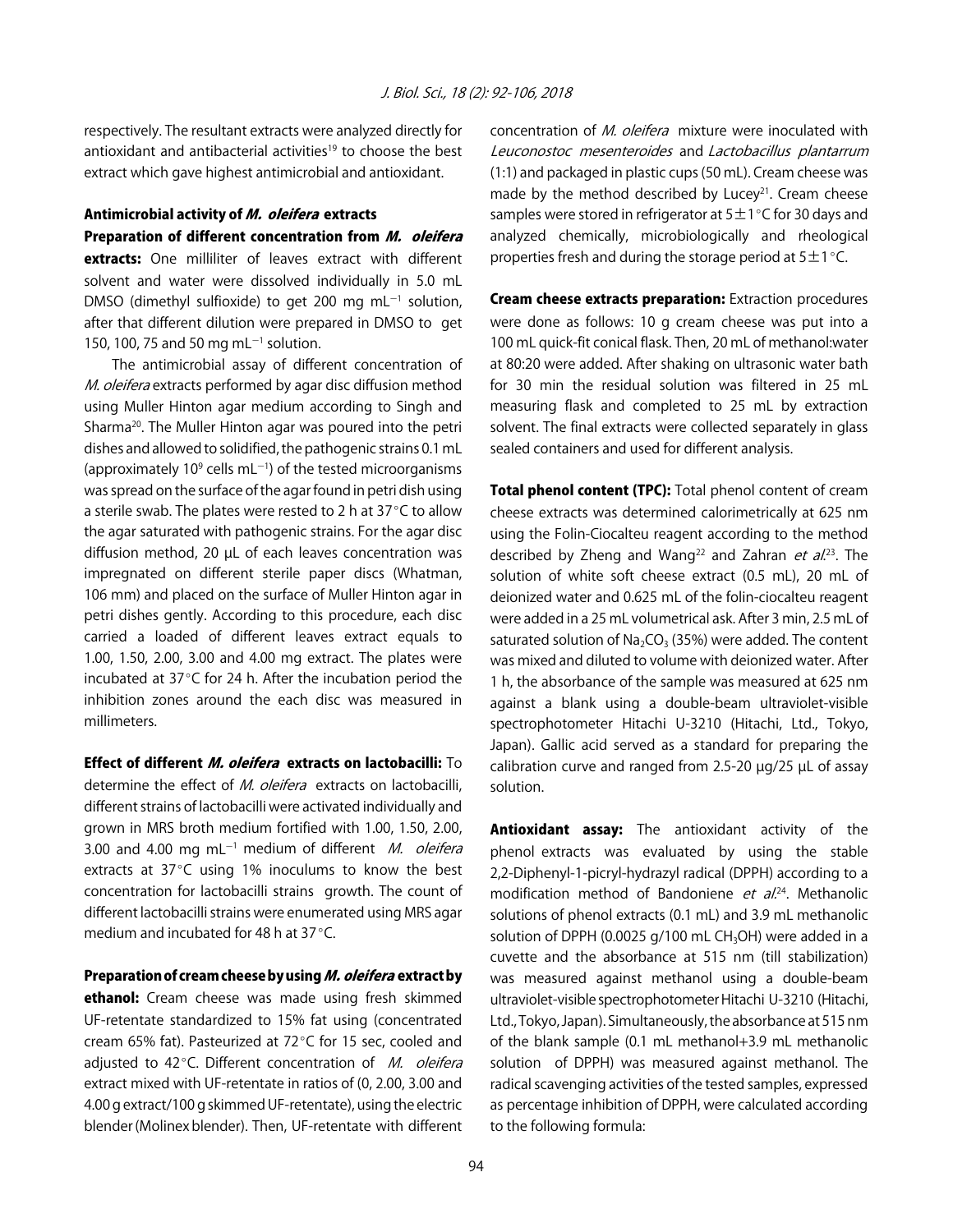respectively. The resultant extracts were analyzed directly for antioxidant and antibacterial activities[19] to choose the best extract which gave highest antimicrobial and antioxidant.

### Antimicrobial activity of *M. oleifera* extracts

**Preparation of different concentration from *M. oleifera* extracts:** One milliliter of leaves extract with different solvent and water were dissolved individually in 5.0 mL DMSO (dimethyl sulfioxide) to get 200 mg $mL^{-1}$ solution, after that different dilution were prepared in DMSO to get 150, 100, 75 and 50 mg $mL^{-1}$ solution.

The antimicrobial assay of different concentration of *M. oleifera* extracts performed by agar disc diffusion method using Muller Hinton agar medium according to Singh and Sharma[20]. The Muller Hinton agar was poured into the petri dishes and allowed to solidified, the pathogenic strains 0.1 mL (approximately $10^9$ cells $mL^{-1}$) of the tested microorganisms was spread on the surface of the agar found in petri dish using a sterile swab. The plates were rested to 2 h at 37°C to allow the agar saturated with pathogenic strains. For the agar disc diffusion method, 20 µL of each leaves concentration was impregnated on different sterile paper discs (Whatman, 106 mm) and placed on the surface of Muller Hinton agar in petri dishes gently. According to this procedure, each disc carried a loaded of different leaves extract equals to 1.00, 1.50, 2.00, 3.00 and 4.00 mg extract. The plates were incubated at 37°C for 24 h. After the incubation period the inhibition zones around the each disc was measured in millimeters.

**Effect of different *M. oleifera* extracts on lactobacilli:** To determine the effect of *M. oleifera* extracts on lactobacilli, different strains of lactobacilli were activated individually and grown in MRS broth medium fortified with 1.00, 1.50, 2.00, 3.00 and 4.00 mg $mL^{-1}$ medium of different *M. oleifera* extracts at 37°C using 1% inoculums to know the best concentration for lactobacilli strains growth. The count of different lactobacilli strains were enumerated using MRS agar medium and incubated for 48 h at 37°C.

**Preparation of cream cheese by using *M. oleifera* extract by ethanol:** Cream cheese was made using fresh skimmed UF-retentate standardized to 15% fat using (concentrated cream 65% fat). Pasteurized at 72°C for 15 sec, cooled and adjusted to 42°C. Different concentration of *M. oleifera* extract mixed with UF-retentate in ratios of (0, 2.00, 3.00 and 4.00 g extract/100 g skimmed UF-retentate), using the electric blender (Molinex blender). Then, UF-retentate with different concentration of *M. oleifera* mixture were inoculated with *Leuconostoc mesenteroides* and *Lactobacillus plantarrum* (1:1) and packaged in plastic cups (50 mL). Cream cheese was made by the method described by Lucey[21]. Cream cheese samples were stored in refrigerator at 5±1°C for 30 days and analyzed chemically, microbiologically and rheological properties fresh and during the storage period at 5±1°C.

**Cream cheese extracts preparation:** Extraction procedures were done as follows: 10 g cream cheese was put into a 100 mL quick-fit conical flask. Then, 20 mL of methanol:water at 80:20 were added. After shaking on ultrasonic water bath for 30 min the residual solution was filtered in 25 mL measuring flask and completed to 25 mL by extraction solvent. The final extracts were collected separately in glass sealed containers and used for different analysis.

**Total phenol content (TPC):** Total phenol content of cream cheese extracts was determined calorimetrically at 625 nm using the Folin-Ciocalteu reagent according to the method described by Zheng and Wang[22] and Zahran *et al.*[23]. The solution of white soft cheese extract (0.5 mL), 20 mL of deionized water and 0.625 mL of the folin-ciocalteu reagent were added in a 25 mL volumetrical ask. After 3 min, 2.5 mL of saturated solution of $Na_2CO_3$ (35%) were added. The content was mixed and diluted to volume with deionized water. After 1 h, the absorbance of the sample was measured at 625 nm against a blank using a double-beam ultraviolet-visible spectrophotometer Hitachi U-3210 (Hitachi, Ltd., Tokyo, Japan). Gallic acid served as a standard for preparing the calibration curve and ranged from 2.5-20 µg/25 µL of assay solution.

**Antioxidant assay:** The antioxidant activity of the phenol extracts was evaluated by using the stable 2,2-Diphenyl-1-picryl-hydrazyl radical (DPPH) according to a modification method of Bandoniene *et al.*[24]. Methanolic solutions of phenol extracts (0.1 mL) and 3.9 mL methanolic solution of DPPH (0.0025 g/100 mL $CH_3OH$) were added in a cuvette and the absorbance at 515 nm (till stabilization) was measured against methanol using a double-beam ultraviolet-visible spectrophotometer Hitachi U-3210 (Hitachi, Ltd., Tokyo, Japan). Simultaneously, the absorbance at 515 nm of the blank sample (0.1 mL methanol+3.9 mL methanolic solution of DPPH) was measured against methanol. The radical scavenging activities of the tested samples, expressed as percentage inhibition of DPPH, were calculated according to the following formula: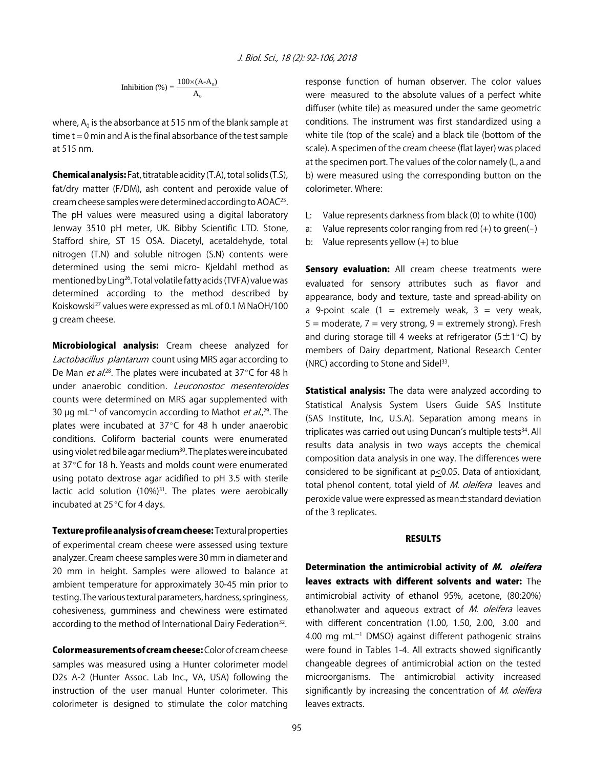$$\text{Inhibition (\%)} = \frac{100\times(A-A_0)}{A_0}$$

where, $A_0$ is the absorbance at 515 nm of the blank sample at time t = 0 min and A is the final absorbance of the test sample at 515 nm.

**Chemical analysis:** Fat, titratable acidity (T.A), total solids (T.S), fat/dry matter (F/DM), ash content and peroxide value of cream cheese samples were determined according to AOAC[25]. The pH values were measured using a digital laboratory Jenway 3510 pH meter, UK. Bibby Scientific LTD. Stone, Stafford shire, ST 15 OSA. Diacetyl, acetaldehyde, total nitrogen (T.N) and soluble nitrogen (S.N) contents were determined using the semi micro- Kjeldahl method as mentioned by Ling[26]. Total volatile fatty acids (TVFA) value was determined according to the method described by Koiskowski[27] values were expressed as mL of 0.1 M NaOH/100 g cream cheese.

**Microbiological analysis:** Cream cheese analyzed for *Lactobacillus plantarum* count using MRS agar according to De Man *et al.*[28]. The plates were incubated at 37°C for 48 h under anaerobic condition. *Leuconostoc mesenteroides* counts were determined on MRS agar supplemented with 30 µg $mL^{-1}$ of vancomycin according to Mathot *et al.*,[29]. The plates were incubated at 37°C for 48 h under anaerobic conditions. Coliform bacterial counts were enumerated using violet red bile agar medium[30]. The plates were incubated at 37°C for 18 h. Yeasts and molds count were enumerated using potato dextrose agar acidified to pH 3.5 with sterile lactic acid solution (10%)[31]. The plates were aerobically incubated at 25°C for 4 days.

**Texture profile analysis of cream cheese:** Textural properties of experimental cream cheese were assessed using texture analyzer. Cream cheese samples were 30 mm in diameter and 20 mm in height. Samples were allowed to balance at ambient temperature for approximately 30-45 min prior to testing. The various textural parameters, hardness, springiness, cohesiveness, gumminess and chewiness were estimated according to the method of International Dairy Federation[32].

**Color measurements of cream cheese:** Color of cream cheese samples was measured using a Hunter colorimeter model D2s A-2 (Hunter Assoc. Lab Inc., VA, USA) following the instruction of the user manual Hunter colorimeter. This colorimeter is designed to stimulate the color matching response function of human observer. The color values were measured to the absolute values of a perfect white diffuser (white tile) as measured under the same geometric conditions. The instrument was first standardized using a white tile (top of the scale) and a black tile (bottom of the scale). A specimen of the cream cheese (flat layer) was placed at the specimen port. The values of the color namely (L, a and b) were measured using the corresponding button on the colorimeter. Where:

- L: Value represents darkness from black (0) to white (100)
- a: Value represents color ranging from red (+) to green(–)
- b: Value represents yellow (+) to blue

**Sensory evaluation:** All cream cheese treatments were evaluated for sensory attributes such as flavor and appearance, body and texture, taste and spread-ability on a 9-point scale (1 = extremely weak, 3 = very weak, 5 = moderate, 7 = very strong, 9 = extremely strong). Fresh and during storage till 4 weeks at refrigerator (5±1°C) by members of Dairy department, National Research Center (NRC) according to Stone and Sidel[33].

**Statistical analysis:** The data were analyzed according to Statistical Analysis System Users Guide SAS Institute (SAS Institute, Inc, U.S.A). Separation among means in triplicates was carried out using Duncan's multiple tests[34]. All results data analysis in two ways accepts the chemical composition data analysis in one way. The differences were considered to be significant at $p \leq 0.05$. Data of antioxidant, total phenol content, total yield of *M. oleifera* leaves and peroxide value were expressed as mean±standard deviation of the 3 replicates.

## RESULTS

**Determination the antimicrobial activity of *M. oleifera* leaves extracts with different solvents and water:** The antimicrobial activity of ethanol 95%, acetone, (80:20%) ethanol:water and aqueous extract of *M. oleifera* leaves with different concentration (1.00, 1.50, 2.00, 3.00 and 4.00 mg $mL^{-1}$ DMSO) against different pathogenic strains were found in Tables 1-4. All extracts showed significantly changeable degrees of antimicrobial action on the tested microorganisms. The antimicrobial activity increased significantly by increasing the concentration of *M. oleifera* leaves extracts.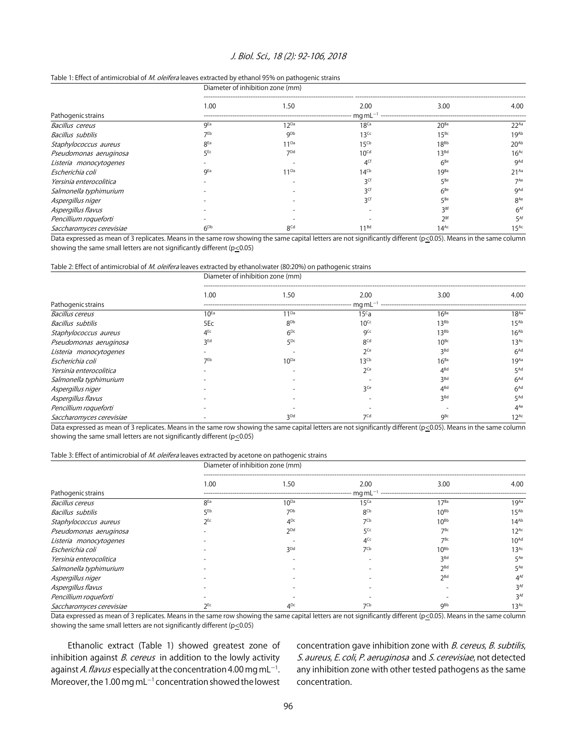Table 1: Effect of antimicrobial of *M. oleifera* leaves extracted by ethanol 95% on pathogenic strains

| | Diameter of inhibition zone (mm) | | | | |
|---|---|---|---|---|---|
| | 1.00 | 1.50 | 2.00 | 3.00 | 4.00 |
| Pathogenic strains | mg mL$^{-1}$ | | | | |
| *Bacillus cereus* | $9^{Ea}$ | $12^{Da}$ | $18^{Ca}$ | $20^{Ba}$ | $22^{Aa}$ |
| *Bacillus subtilis* | $7^{Eb}$ | $9^{Db}$ | $13^{Cc}$ | $15^{Bc}$ | $19^{Ab}$ |
| *Staphylococcus aureus* | $8^{Ea}$ | $11^{Da}$ | $15^{Cb}$ | $18^{Bb}$ | $20^{Ab}$ |
| *Pseudomonas aeruginosa* | $5^{Ec}$ | $7^{Dd}$ | $10^{Cd}$ | $13^{Bd}$ | $16^{Ac}$ |
| *Listeria monocytogenes* | - | - | $4^{Cf}$ | $6^{Be}$ | $9^{Ad}$ |
| *Escherichia coli* | $9^{Ea}$ | $11^{Da}$ | $14^{Cb}$ | $19^{Ba}$ | $21^{Aa}$ |
| *Yersinia enterocolitica* | - | - | $3^{Cf}$ | $5^{Be}$ | $7^{Ae}$ |
| *Salmonella typhimurium* | - | - | $3^{Cf}$ | $6^{Be}$ | $9^{Ad}$ |
| *Aspergillus niger* | - | - | $3^{Cf}$ | $5^{Be}$ | $8^{Ae}$ |
| *Aspergillus flavus* | - | - | - | $3^{Bf}$ | $6^{Af}$ |
| *Pencillium roqueforti* | - | - | - | $2^{Bf}$ | $5^{Af}$ |
| *Saccharomyces cerevisiae* | $6^{Db}$ | $8^{Cd}$ | $11^{Bd}$ | $14^{Ac}$ | $15^{Ac}$ |

Data expressed as mean of 3 replicates. Means in the same row showing the same capital letters are not significantly different ($p \leq 0.05$). Means in the same column showing the same small letters are not significantly different ($p \leq 0.05$)

Table 2: Effect of antimicrobial of *M. oleifera* leaves extracted by ethanol:water (80:20%) on pathogenic strains

| | Diameter of inhibition zone (mm) | | | | |
|---|---|---|---|---|---|
| | 1.00 | 1.50 | 2.00 | 3.00 | 4.00 |
| Pathogenic strains | mg mL$^{-1}$ | | | | |
| *Bacillus cereus* | $10^{Ea}$ | $11^{Da}$ | $15^{C}a$ | $16^{Ba}$ | $18^{Aa}$ |
| *Bacillus subtilis* | 5Ec | $8^{Db}$ | $10^{Cc}$ | $13^{Bb}$ | $15^{Ab}$ |
| *Staphylococcus aureus* | $4^{Ec}$ | $6^{Dc}$ | $9^{Cc}$ | $13^{Bb}$ | $16^{Ab}$ |
| *Pseudomonas aeruginosa* | $3^{Ed}$ | $5^{Dc}$ | $8^{Cd}$ | $10^{Bc}$ | $13^{Ac}$ |
| *Listeria monocytogenes* | - | - | $2^{Ce}$ | $3^{Bd}$ | $6^{Ad}$ |
| *Escherichia coli* | $7^{Eb}$ | $10^{Da}$ | $13^{Cb}$ | $16^{Ba}$ | $19^{Aa}$ |
| *Yersinia enterocolitica* | - | - | $2^{Ce}$ | $4^{Bd}$ | $5^{Ad}$ |
| *Salmonella typhimurium* | - | - | - | $3^{Bd}$ | $6^{Ad}$ |
| *Aspergillus niger* | - | - | $3^{Ce}$ | $4^{Bd}$ | $6^{Ad}$ |
| *Aspergillus flavus* | - | - | - | $3^{Bd}$ | $5^{Ad}$ |
| *Pencillium roqueforti* | - | - | - | - | $4^{Ae}$ |
| *Saccharomyces cerevisiae* | - | $3^{Dd}$ | $7^{Cd}$ | $9^{Bc}$ | $12^{Ac}$ |

Data expressed as mean of 3 replicates. Means in the same row showing the same capital letters are not significantly different ($p \leq 0.05$). Means in the same column showing the same small letters are not significantly different ($p \leq 0.05$)

Table 3: Effect of antimicrobial of *M. oleifera* leaves extracted by acetone on pathogenic strains

| | Diameter of inhibition zone (mm) | | | | |
|---|---|---|---|---|---|
| | 1.00 | 1.50 | 2.00 | 3.00 | 4.00 |
| Pathogenic strains | mg mL$^{-1}$ | | | | |
| *Bacillus cereus* | $8^{Ea}$ | $10^{Da}$ | $15^{Ca}$ | $17^{Ba}$ | $19^{Aa}$ |
| *Bacillus subtilis* | $5^{Eb}$ | $7^{Db}$ | $8^{Cb}$ | $10^{Bb}$ | $15^{Ab}$ |
| *Staphylococcus aureus* | $2^{Ec}$ | $4^{Dc}$ | $7^{Cb}$ | $10^{Bb}$ | $14^{Ab}$ |
| *Pseudomonas aeruginosa* | - | $2^{Dd}$ | $5^{Cc}$ | $7^{Bc}$ | $12^{Ac}$ |
| *Listeria monocytogenes* | - | - | $4^{Cc}$ | $7^{Bc}$ | $10^{Ad}$ |
| *Escherichia coli* | - | $3^{Dd}$ | $7^{Cb}$ | $10^{Bb}$ | $13^{Ac}$ |
| *Yersinia enterocolitica* | - | - | - | $3^{Bd}$ | $5^{Ae}$ |
| *Salmonella typhimurium* | - | - | - | $2^{Bd}$ | $5^{Ae}$ |
| *Aspergillus niger* | - | - | - | $2^{Bd}$ | $4^{Af}$ |
| *Aspergillus flavus* | - | - | - | - | $3^{Af}$ |
| *Pencillium roqueforti* | - | - | - | - | $3^{Af}$ |
| *Saccharomyces cerevisiae* | $2^{Ec}$ | $4^{Dc}$ | $7^{Cb}$ | $9^{Bb}$ | $13^{Ac}$ |

Data expressed as mean of 3 replicates. Means in the same row showing the same capital letters are not significantly different ($p \leq 0.05$). Means in the same column showing the same small letters are not significantly different ($p \leq 0.05$)

Ethanolic extract (Table 1) showed greatest zone of inhibition against *B. cereus* in addition to the lowly activity against *A. flavus* especially at the concentration 4.00 mg mL$^{-1}$. Moreover, the 1.00 mg mL$^{-1}$ concentration showed the lowest concentration gave inhibition zone with *B. cereus*, *B. subtilis*, *S. aureus*, *E. coli*, *P. aeruginosa* and *S. cerevisiae*, not detected any inhibition zone with other tested pathogens as the same concentration.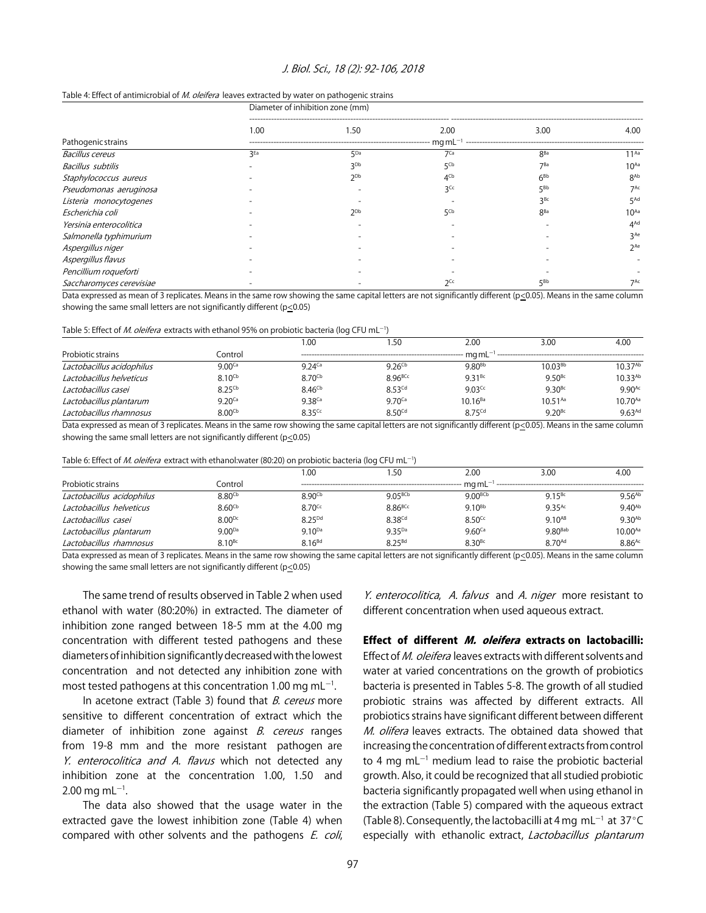Table 4: Effect of antimicrobial of *M. oleifera* leaves extracted by water on pathogenic strains

| Pathogenic strains | Diameter of inhibition zone (mm) | | | | |
|---|---|---|---|---|---|
| | 1.00 | 1.50 | 2.00 | 3.00 | 4.00 |
| | mg mL$^{-1}$ | | | | |
| *Bacillus cereus* | $3^{Ea}$ | $5^{Da}$ | $7^{Ca}$ | $8^{Ba}$ | $11^{Aa}$ |
| *Bacillus subtilis* | - | $3^{Db}$ | $5^{Cb}$ | $7^{Ba}$ | $10^{Aa}$ |
| *Staphylococcus aureus* | - | $2^{Db}$ | $4^{Cb}$ | $6^{Bb}$ | $8^{Ab}$ |
| *Pseudomonas aeruginosa* | - | - | $3^{Cc}$ | $5^{Bb}$ | $7^{Ac}$ |
| *Listeria monocytogenes* | - | - | - | $3^{Bc}$ | $5^{Ad}$ |
| *Escherichia coli* | - | $2^{Db}$ | $5^{Cb}$ | $8^{Ba}$ | $10^{Aa}$ |
| *Yersinia enterocolitica* | - | - | - | - | $4^{Ad}$ |
| *Salmonella typhimurium* | - | - | - | - | $3^{Ae}$ |
| *Aspergillus niger* | - | - | - | - | $2^{Ae}$ |
| *Aspergillus flavus* | - | - | - | - | - |
| *Pencillium roqueforti* | - | - | - | - | - |
| *Saccharomyces cerevisiae* | - | - | $2^{Cc}$ | $5^{Bb}$ | $7^{Ac}$ |

Data expressed as mean of 3 replicates. Means in the same row showing the same capital letters are not significantly different ($p \le 0.05$). Means in the same column showing the same small letters are not significantly different ($p \le 0.05$)

Table 5: Effect of *M. oleifera* extracts with ethanol 95% on probiotic bacteria (log CFU mL$^{-1}$)

| Probiotic strains | Control | 1.00 | 1.50 | 2.00 | 3.00 | 4.00 |
|---|---|---|---|---|---|---|
| | | mg mL$^{-1}$ | | | | |
| *Lactobacillus acidophilus* | $9.00^{Ca}$ | $9.24^{Ca}$ | $9.26^{Cb}$ | $9.80^{Bb}$ | $10.03^{Bb}$ | $10.37^{Ab}$ |
| *Lactobacillus helveticus* | $8.10^{Cb}$ | $8.70^{Cb}$ | $8.96^{BCc}$ | $9.31^{Bc}$ | $9.50^{Bc}$ | $10.33^{Ab}$ |
| *Lactobacillus casei* | $8.25^{Cb}$ | $8.46^{Cb}$ | $8.53^{Cd}$ | $9.03^{Cc}$ | $9.30^{Bc}$ | $9.90^{Ac}$ |
| *Lactobacillus plantarum* | $9.20^{Ca}$ | $9.38^{Ca}$ | $9.70^{Ca}$ | $10.16^{Ba}$ | $10.51^{Aa}$ | $10.70^{Aa}$ |
| *Lactobacillus rhamnosus* | $8.00^{Cb}$ | $8.35^{Cc}$ | $8.50^{Cd}$ | $8.75^{Cd}$ | $9.20^{Bc}$ | $9.63^{Ad}$ |

Data expressed as mean of 3 replicates. Means in the same row showing the same capital letters are not significantly different ($p \le 0.05$). Means in the same column showing the same small letters are not significantly different ($p \le 0.05$)

Table 6: Effect of *M. oleifera* extract with ethanol:water (80:20) on probiotic bacteria (log CFU mL$^{-1}$)

| Probiotic strains | Control | 1.00 | 1.50 | 2.00 | 3.00 | 4.00 |
|---|---|---|---|---|---|---|
| | | mg mL$^{-1}$ | | | | |
| *Lactobacillus acidophilus* | $8.80^{Cb}$ | $8.90^{Cb}$ | $9.05^{BCb}$ | $9.00^{BCb}$ | $9.15^{Bc}$ | $9.56^{Ab}$ |
| *Lactobacillus helveticus* | $8.60^{Cb}$ | $8.70^{Cc}$ | $8.86^{BCc}$ | $9.10^{Bb}$ | $9.35^{Ac}$ | $9.40^{Ab}$ |
| *Lactobacillus casei* | $8.00^{Dc}$ | $8.25^{Dd}$ | $8.38^{Cd}$ | $8.50^{Cc}$ | $9.10^{AB}$ | $9.30^{Ab}$ |
| *Lactobacillus plantarum* | $9.00^{Da}$ | $9.10^{Da}$ | $9.35^{Da}$ | $9.60^{Ca}$ | $9.80^{Bab}$ | $10.00^{Aa}$ |
| *Lactobacillus rhamnosus* | $8.10^{Bc}$ | $8.16^{Bd}$ | $8.25^{Bd}$ | $8.30^{Bc}$ | $8.70^{Ad}$ | $8.86^{Ac}$ |

Data expressed as mean of 3 replicates. Means in the same row showing the same capital letters are not significantly different ($p \le 0.05$). Means in the same column showing the same small letters are not significantly different ($p \le 0.05$)

The same trend of results observed in Table 2 when used ethanol with water (80:20%) in extracted. The diameter of inhibition zone ranged between 18-5 mm at the 4.00 mg concentration with different tested pathogens and these diameters of inhibition significantly decreased with the lowest concentration and not detected any inhibition zone with most tested pathogens at this concentration 1.00 mg mL$^{-1}$.

In acetone extract (Table 3) found that *B. cereus* more sensitive to different concentration of extract which the diameter of inhibition zone against *B. cereus* ranges from 19-8 mm and the more resistant pathogen are *Y. enterocolitica and A. flavus* which not detected any inhibition zone at the concentration 1.00, 1.50 and 2.00 mg mL$^{-1}$.

The data also showed that the usage water in the extracted gave the lowest inhibition zone (Table 4) when compared with other solvents and the pathogens *E. coli*, *Y. enterocolitica*, *A. falvus* and *A. niger* more resistant to different concentration when used aqueous extract.

**Effect of different *M. oleifera* extracts on lactobacilli:** Effect of *M. oleifera* leaves extracts with different solvents and water at varied concentrations on the growth of probiotics bacteria is presented in Tables 5-8. The growth of all studied probiotic strains was affected by different extracts. All probiotics strains have significant different between different *M. olifera* leaves extracts. The obtained data showed that increasing the concentration of different extracts from control to 4 mg mL$^{-1}$ medium lead to raise the probiotic bacterial growth. Also, it could be recognized that all studied probiotic bacteria significantly propagated well when using ethanol in the extraction (Table 5) compared with the aqueous extract (Table 8). Consequently, the lactobacilli at 4 mg mL$^{-1}$ at 37°C especially with ethanolic extract, *Lactobacillus plantarum*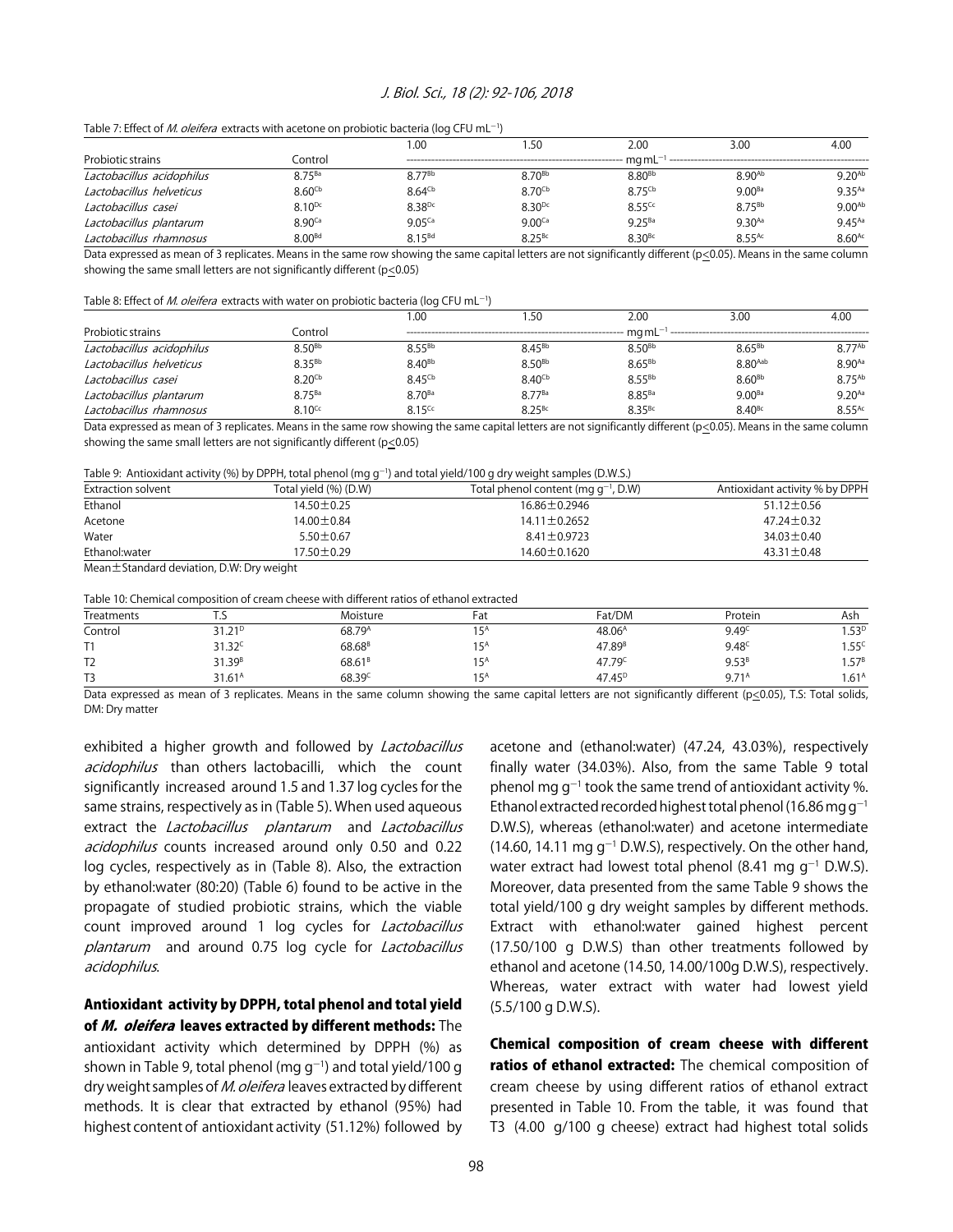Table 7: Effect of *M. oleifera* extracts with acetone on probiotic bacteria (log CFU $mL^{-1}$)

| Probiotic strains | Control | 1.00 | 1.50 | 2.00 | 3.00 | 4.00 |
|---|---|---|---|---|---|---|
| | | mg $mL^{-1}$ | | | | |
| *Lactobacillus acidophilus* | $8.75^{Ba}$ | $8.77^{Bb}$ | $8.70^{Bb}$ | $8.80^{Bb}$ | $8.90^{Ab}$ | $9.20^{Ab}$ |
| *Lactobacillus helveticus* | $8.60^{Cb}$ | $8.64^{Cb}$ | $8.70^{Cb}$ | $8.75^{Cb}$ | $9.00^{Ba}$ | $9.35^{Aa}$ |
| *Lactobacillus casei* | $8.10^{Dc}$ | $8.38^{Dc}$ | $8.30^{Dc}$ | $8.55^{Cc}$ | $8.75^{Bb}$ | $9.00^{Ab}$ |
| *Lactobacillus plantarum* | $8.90^{Ca}$ | $9.05^{Ca}$ | $9.00^{Ca}$ | $9.25^{Ba}$ | $9.30^{Aa}$ | $9.45^{Aa}$ |
| *Lactobacillus rhamnosus* | $8.00^{Bd}$ | $8.15^{Bd}$ | $8.25^{Bc}$ | $8.30^{Bc}$ | $8.55^{Ac}$ | $8.60^{Ac}$ |

Data expressed as mean of 3 replicates. Means in the same row showing the same capital letters are not significantly different ($p \leq 0.05$). Means in the same column showing the same small letters are not significantly different ($p \leq 0.05$)

Table 8: Effect of *M. oleifera* extracts with water on probiotic bacteria (log CFU $mL^{-1}$)

| Probiotic strains | Control | 1.00 | 1.50 | 2.00 | 3.00 | 4.00 |
|---|---|---|---|---|---|---|
| | | mg $mL^{-1}$ | | | | |
| *Lactobacillus acidophilus* | $8.50^{Bb}$ | $8.55^{Bb}$ | $8.45^{Bb}$ | $8.50^{Bb}$ | $8.65^{Bb}$ | $8.77^{Ab}$ |
| *Lactobacillus helveticus* | $8.35^{Bb}$ | $8.40^{Bb}$ | $8.50^{Bb}$ | $8.65^{Bb}$ | $8.80^{Aab}$ | $8.90^{Aa}$ |
| *Lactobacillus casei* | $8.20^{Cb}$ | $8.45^{Cb}$ | $8.40^{Cb}$ | $8.55^{Bb}$ | $8.60^{Bb}$ | $8.75^{Ab}$ |
| *Lactobacillus plantarum* | $8.75^{Ba}$ | $8.70^{Ba}$ | $8.77^{Ba}$ | $8.85^{Ba}$ | $9.00^{Ba}$ | $9.20^{Aa}$ |
| *Lactobacillus rhamnosus* | $8.10^{Cc}$ | $8.15^{Cc}$ | $8.25^{Bc}$ | $8.35^{Bc}$ | $8.40^{Bc}$ | $8.55^{Ac}$ |

Data expressed as mean of 3 replicates. Means in the same row showing the same capital letters are not significantly different ($p \leq 0.05$). Means in the same column showing the same small letters are not significantly different ($p \leq 0.05$)

Table 9: Antioxidant activity (%) by DPPH, total phenol (mg $g^{-1}$) and total yield/100 g dry weight samples (D.W.S.)

| Extraction solvent | Total yield (%) (D.W) | Total phenol content (mg $g^{-1}$, D.W) | Antioxidant activity % by DPPH |
|---|---|---|---|
| Ethanol | 14.50±0.25 | 16.86±0.2946 | 51.12±0.56 |
| Acetone | 14.00±0.84 | 14.11±0.2652 | 47.24±0.32 |
| Water | 5.50±0.67 | 8.41±0.9723 | 34.03±0.40 |
| Ethanol:water | 17.50±0.29 | 14.60±0.1620 | 43.31±0.48 |

Mean±Standard deviation, D.W: Dry weight

Table 10: Chemical composition of cream cheese with different ratios of ethanol extracted

| Treatments | T.S | Moisture | Fat | Fat/DM | Protein | Ash |
|---|---|---|---|---|---|---|
| Control | $31.21^{D}$ | $68.79^{A}$ | $15^{A}$ | $48.06^{A}$ | $9.49^{C}$ | $1.53^{D}$ |
| T1 | $31.32^{C}$ | $68.68^{B}$ | $15^{A}$ | $47.89^{B}$ | $9.48^{C}$ | $1.55^{C}$ |
| T2 | $31.39^{B}$ | $68.61^{B}$ | $15^{A}$ | $47.79^{C}$ | $9.53^{B}$ | $1.57^{B}$ |
| T3 | $31.61^{A}$ | $68.39^{C}$ | $15^{A}$ | $47.45^{D}$ | $9.71^{A}$ | $1.61^{A}$ |

Data expressed as mean of 3 replicates. Means in the same column showing the same capital letters are not significantly different ($p \leq 0.05$), T.S: Total solids, DM: Dry matter

exhibited a higher growth and followed by *Lactobacillus acidophilus* than others lactobacilli, which the count significantly increased around 1.5 and 1.37 log cycles for the same strains, respectively as in (Table 5). When used aqueous extract the *Lactobacillus plantarum* and *Lactobacillus acidophilus* counts increased around only 0.50 and 0.22 log cycles, respectively as in (Table 8). Also, the extraction by ethanol:water (80:20) (Table 6) found to be active in the propagate of studied probiotic strains, which the viable count improved around 1 log cycles for *Lactobacillus plantarum* and around 0.75 log cycle for *Lactobacillus acidophilus*.

**Antioxidant activity by DPPH, total phenol and total yield of *M. oleifera* leaves extracted by different methods:** The antioxidant activity which determined by DPPH (%) as shown in Table 9, total phenol (mg $g^{-1}$) and total yield/100 g dry weight samples of *M. oleifera* leaves extracted by different methods. It is clear that extracted by ethanol (95%) had highest content of antioxidant activity (51.12%) followed by acetone and (ethanol:water) (47.24, 43.03%), respectively finally water (34.03%). Also, from the same Table 9 total phenol mg $g^{-1}$ took the same trend of antioxidant activity %. Ethanol extracted recorded highest total phenol (16.86 mg $g^{-1}$ D.W.S), whereas (ethanol:water) and acetone intermediate (14.60, 14.11 mg $g^{-1}$ D.W.S), respectively. On the other hand, water extract had lowest total phenol (8.41 mg $g^{-1}$ D.W.S). Moreover, data presented from the same Table 9 shows the total yield/100 g dry weight samples by different methods. Extract with ethanol:water gained highest percent (17.50/100 g D.W.S) than other treatments followed by ethanol and acetone (14.50, 14.00/100g D.W.S), respectively. Whereas, water extract with water had lowest yield (5.5/100 g D.W.S).

**Chemical composition of cream cheese with different ratios of ethanol extracted:** The chemical composition of cream cheese by using different ratios of ethanol extract presented in Table 10. From the table, it was found that T3 (4.00 g/100 g cheese) extract had highest total solids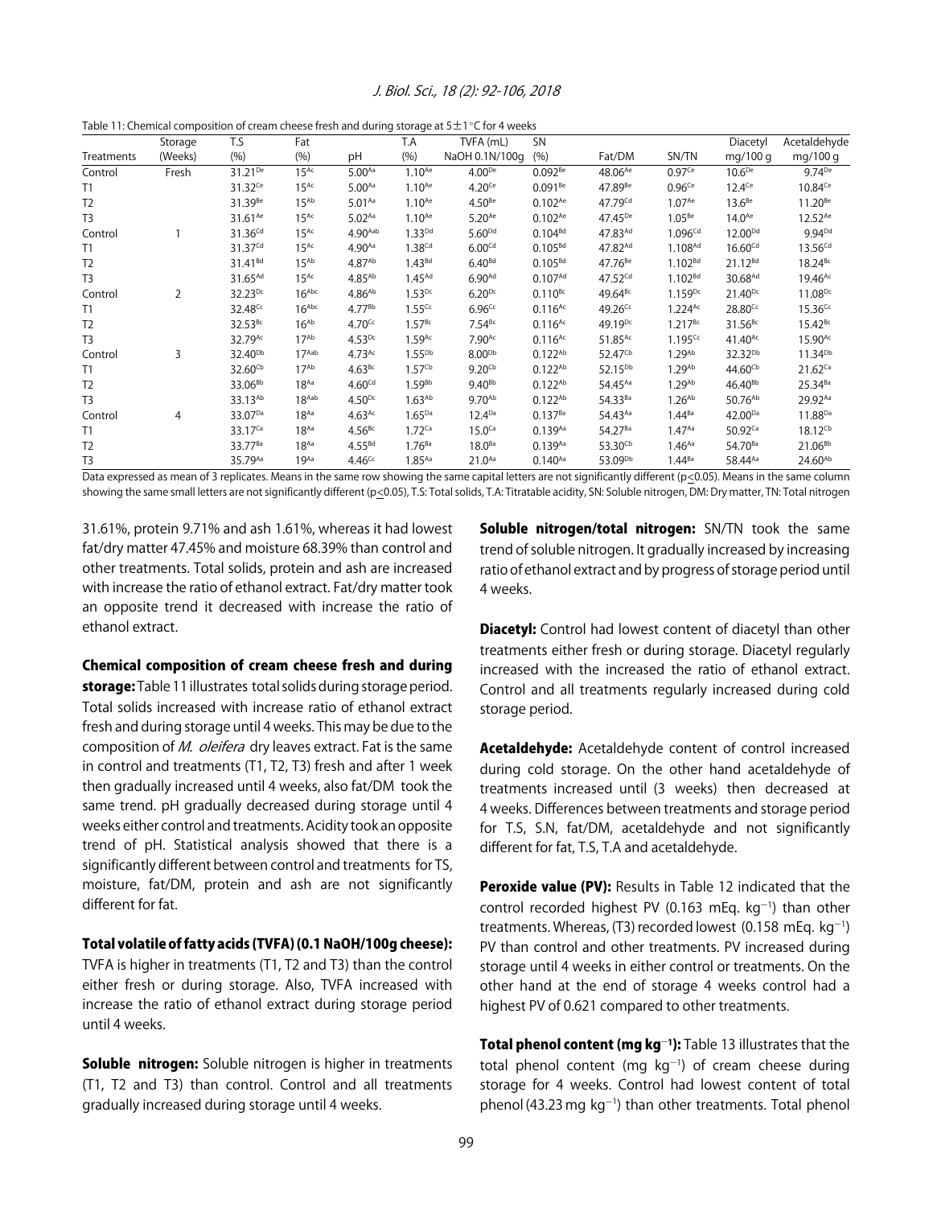Table 11: Chemical composition of cream cheese fresh and during storage at 5±1°C for 4 weeks

| Treatments | Storage (Weeks) | T.S (%) | Fat (%) | pH | T.A (%) | TVFA (mL) NaOH 0.1N/100g | SN (%) | Fat/DM | SN/TN | Diacetyl mg/100 g | Acetaldehyde mg/100 g |
|---|---|---|---|---|---|---|---|---|---|---|---|
| Control | Fresh | 31.21^De | 15^Ac | 5.00^Aa | 1.10^Ae | 4.00^De | 0.092^Be | 48.06^Ae | 0.97^Ce | 10.6^De | 9.74^De |
| T1 | | 31.32^Ce | 15^Ac | 5.00^Aa | 1.10^Ae | 4.20^Ce | 0.091^Be | 47.89^Be | 0.96^Ce | 12.4^Ce | 10.84^Ce |
| T2 | | 31.39^Be | 15^Ab | 5.01^Aa | 1.10^Ae | 4.50^Be | 0.102^Ae | 47.79^Cd | 1.07^Ae | 13.6^Be | 11.20^Be |
| T3 | | 31.61^Ae | 15^Ac | 5.02^Aa | 1.10^Ae | 5.20^Ae | 0.102^Ae | 47.45^De | 1.05^Be | 14.0^Ae | 12.52^Ae |
| Control | 1 | 31.36^Cd | 15^Ac | 4.90^Aab | 1.33^Dd | 5.60^Dd | 0.104^Bd | 47.83^Ad | 1.096^Cd | 12.00^Dd | 9.94^Dd |
| T1 | | 31.37^Cd | 15^Ac | 4.90^Aa | 1.38^Cd | 6.00^Cd | 0.105^Bd | 47.82^Ad | 1.108^Ad | 16.60^Cd | 13.56^Cd |
| T2 | | 31.41^Bd | 15^Ab | 4.87^Ab | 1.43^Bd | 6.40^Bd | 0.105^Bd | 47.76^Be | 1.102^Bd | 21.12^Bd | 18.24^Bc |
| T3 | | 31.65^Ad | 15^Ac | 4.85^Ab | 1.45^Ad | 6.90^Ad | 0.107^Ad | 47.52^Cd | 1.102^Bd | 30.68^Ad | 19.46^Ac |
| Control | 2 | 32.23^Dc | 16^Abc | 4.86^Ab | 1.53^Dc | 6.20^Dc | 0.110^Bc | 49.64^Bc | 1.159^Dc | 21.40^Dc | 11.08^Dc |
| T1 | | 32.48^Cc | 16^Abc | 4.77^Bb | 1.55^Cc | 6.96^Cc | 0.116^Ac | 49.26^Cc | 1.224^Ac | 28.80^Cc | 15.36^Cc |
| T2 | | 32.53^Bc | 16^Ab | 4.70^Cc | 1.57^Bc | 7.54^Bc | 0.116^Ac | 49.19^Dc | 1.217^Bc | 31.56^Bc | 15.42^Bc |
| T3 | | 32.79^Ac | 17^Ab | 4.53^Dc | 1.59^Ac | 7.90^Ac | 0.116^Ac | 51.85^Ac | 1.195^Cc | 41.40^Ac | 15.90^Ac |
| Control | 3 | 32.40^Db | 17^Aab | 4.73^Ac | 1.55^Db | 8.00^Db | 0.122^Ab | 52.47^Cb | 1.29^Ab | 32.32^Db | 11.34^Db |
| T1 | | 32.60^Cb | 17^Ab | 4.63^Bc | 1.57^Cb | 9.20^Cb | 0.122^Ab | 52.15^Db | 1.29^Ab | 44.60^Cb | 21.62^Ca |
| T2 | | 33.06^Bb | 18^Aa | 4.60^Cd | 1.59^Bb | 9.40^Bb | 0.122^Ab | 54.45^Aa | 1.29^Ab | 46.40^Bb | 25.34^Ba |
| T3 | | 33.13^Ab | 18^Aab | 4.50^Dc | 1.63^Ab | 9.70^Ab | 0.122^Ab | 54.33^Ba | 1.26^Ab | 50.76^Ab | 29.92^Aa |
| Control | 4 | 33.07^Da | 18^Aa | 4.63^Ac | 1.65^Da | 12.4^Da | 0.137^Ba | 54.43^Aa | 1.44^Ba | 42.00^Da | 11.88^Da |
| T1 | | 33.17^Ca | 18^Aa | 4.56^Bc | 1.72^Ca | 15.0^Ca | 0.139^Aa | 54.27^Ba | 1.47^Aa | 50.92^Ca | 18.12^Cb |
| T2 | | 33.77^Ba | 18^Aa | 4.55^Bd | 1.76^Ba | 18.0^Ba | 0.139^Aa | 53.30^Cb | 1.46^Aa | 54.70^Ba | 21.06^Bb |
| T3 | | 35.79^Aa | 19^Aa | 4.46^Cc | 1.85^Aa | 21.0^Aa | 0.140^Aa | 53.09^Db | 1.44^Ba | 58.44^Aa | 24.60^Ab |

Data expressed as mean of 3 replicates. Means in the same row showing the same capital letters are not significantly different ($p \leq 0.05$). Means in the same column showing the same small letters are not significantly different ($p \leq 0.05$), T.S: Total solids, T.A: Titratable acidity, SN: Soluble nitrogen, DM: Dry matter, TN: Total nitrogen

31.61%, protein 9.71% and ash 1.61%, whereas it had lowest fat/dry matter 47.45% and moisture 68.39% than control and other treatments. Total solids, protein and ash are increased with increase the ratio of ethanol extract. Fat/dry matter took an opposite trend it decreased with increase the ratio of ethanol extract.

**Chemical composition of cream cheese fresh and during storage:** Table 11 illustrates total solids during storage period. Total solids increased with increase ratio of ethanol extract fresh and during storage until 4 weeks. This may be due to the composition of *M. oleifera* dry leaves extract. Fat is the same in control and treatments (T1, T2, T3) fresh and after 1 week then gradually increased until 4 weeks, also fat/DM took the same trend. pH gradually decreased during storage until 4 weeks either control and treatments. Acidity took an opposite trend of pH. Statistical analysis showed that there is a significantly different between control and treatments for TS, moisture, fat/DM, protein and ash are not significantly different for fat.

**Total volatile of fatty acids (TVFA) (0.1 NaOH/100g cheese):** TVFA is higher in treatments (T1, T2 and T3) than the control either fresh or during storage. Also, TVFA increased with increase the ratio of ethanol extract during storage period until 4 weeks.

**Soluble nitrogen:** Soluble nitrogen is higher in treatments (T1, T2 and T3) than control. Control and all treatments gradually increased during storage until 4 weeks.

**Soluble nitrogen/total nitrogen:** SN/TN took the same trend of soluble nitrogen. It gradually increased by increasing ratio of ethanol extract and by progress of storage period until 4 weeks.

**Diacetyl:** Control had lowest content of diacetyl than other treatments either fresh or during storage. Diacetyl regularly increased with the increased the ratio of ethanol extract. Control and all treatments regularly increased during cold storage period.

**Acetaldehyde:** Acetaldehyde content of control increased during cold storage. On the other hand acetaldehyde of treatments increased until (3 weeks) then decreased at 4 weeks. Differences between treatments and storage period for T.S, S.N, fat/DM, acetaldehyde and not significantly different for fat, T.S, T.A and acetaldehyde.

**Peroxide value (PV):** Results in Table 12 indicated that the control recorded highest PV (0.163 mEq. $kg^{-1}$) than other treatments. Whereas, (T3) recorded lowest (0.158 mEq. $kg^{-1}$) PV than control and other treatments. PV increased during storage until 4 weeks in either control or treatments. On the other hand at the end of storage 4 weeks control had a highest PV of 0.621 compared to other treatments.

**Total phenol content (mg $kg^{-1}$):** Table 13 illustrates that the total phenol content (mg $kg^{-1}$) of cream cheese during storage for 4 weeks. Control had lowest content of total phenol (43.23 mg $kg^{-1}$) than other treatments. Total phenol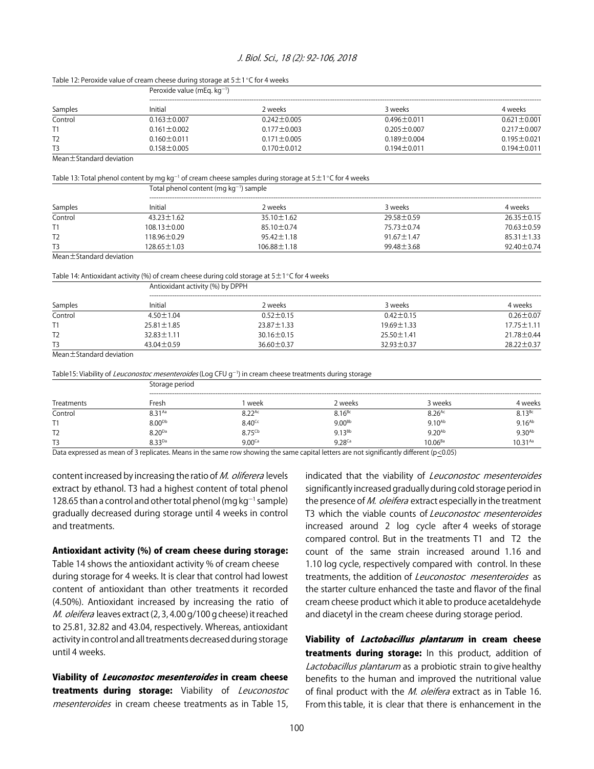Table 12: Peroxide value of cream cheese during storage at 5±1°C for 4 weeks

| | Peroxide value (mEq. kg$^{-1}$) | | | |
|---|---|---|---|---|
| Samples | Initial | 2 weeks | 3 weeks | 4 weeks |
| Control | 0.163±0.007 | 0.242±0.005 | 0.496±0.011 | 0.621±0.001 |
| T1 | 0.161±0.002 | 0.177±0.003 | 0.205±0.007 | 0.217±0.007 |
| T2 | 0.160±0.011 | 0.171±0.005 | 0.189±0.004 | 0.195±0.021 |
| T3 | 0.158±0.005 | 0.170±0.012 | 0.194±0.011 | 0.194±0.011 |

Mean±Standard deviation

Table 13: Total phenol content by mg kg$^{-1}$ of cream cheese samples during storage at 5±1°C for 4 weeks

| | Total phenol content (mg kg$^{-1}$) sample | | | |
|---|---|---|---|---|
| Samples | Initial | 2 weeks | 3 weeks | 4 weeks |
| Control | 43.23±1.62 | 35.10±1.62 | 29.58±0.59 | 26.35±0.15 |
| T1 | 108.13±0.00 | 85.10±0.74 | 75.73±0.74 | 70.63±0.59 |
| T2 | 118.96±0.29 | 95.42±1.18 | 91.67±1.47 | 85.31±1.33 |
| T3 | 128.65±1.03 | 106.88±1.18 | 99.48±3.68 | 92.40±0.74 |

Mean±Standard deviation

Table 14: Antioxidant activity (%) of cream cheese during cold storage at 5±1°C for 4 weeks

| | Antioxidant activity (%) by DPPH | | | |
|---|---|---|---|---|
| Samples | Initial | 2 weeks | 3 weeks | 4 weeks |
| Control | 4.50±1.04 | 0.52±0.15 | 0.42±0.15 | 0.26±0.07 |
| T1 | 25.81±1.85 | 23.87±1.33 | 19.69±1.33 | 17.75±1.11 |
| T2 | 32.83±1.11 | 30.16±0.15 | 25.50±1.41 | 21.78±0.44 |
| T3 | 43.04±0.59 | 36.60±0.37 | 32.93±0.37 | 28.22±0.37 |

Mean±Standard deviation

Table15: Viability of *Leuconostoc mesenteroides* (Log CFU g$^{-1}$) in cream cheese treatments during storage

| | Storage period | | | | |
|---|---|---|---|---|---|
| Treatments | Fresh | 1 week | 2 weeks | 3 weeks | 4 weeks |
| Control | $8.31^{Aa}$ | $8.22^{Ac}$ | $8.16^{Bc}$ | $8.26^{Ac}$ | $8.13^{Bc}$ |
| T1 | $8.00^{Db}$ | $8.40^{Cc}$ | $9.00^{Bb}$ | $9.10^{Ab}$ | $9.16^{Ab}$ |
| T2 | $8.20^{Da}$ | $8.75^{Cb}$ | $9.13^{Bb}$ | $9.20^{Ab}$ | $9.30^{Ab}$ |
| T3 | $8.33^{Da}$ | $9.00^{Ca}$ | $9.28^{Ca}$ | $10.06^{Ba}$ | $10.31^{Aa}$ |

Data expressed as mean of 3 replicates. Means in the same row showing the same capital letters are not significantly different ($p \leq 0.05$)

content increased by increasing the ratio of *M. oliferera* levels extract by ethanol. T3 had a highest content of total phenol 128.65 than a control and other total phenol (mg kg$^{-1}$ sample) gradually decreased during storage until 4 weeks in control and treatments.

**Antioxidant activity (%) of cream cheese during storage:** Table 14 shows the antioxidant activity % of cream cheese during storage for 4 weeks. It is clear that control had lowest content of antioxidant than other treatments it recorded (4.50%). Antioxidant increased by increasing the ratio of *M. oleifera* leaves extract (2, 3, 4.00 g/100 g cheese) it reached to 25.81, 32.82 and 43.04, respectively. Whereas, antioxidant activity in control and all treatments decreased during storage until 4 weeks.

**Viability of *Leuconostoc mesenteroides* in cream cheese treatments during storage:** Viability of *Leuconostoc mesenteroides* in cream cheese treatments as in Table 15, indicated that the viability of *Leuconostoc mesenteroides* significantly increased gradually during cold storage period in the presence of *M. oleifera* extract especially in the treatment T3 which the viable counts of *Leuconostoc mesenteroides* increased around 2 log cycle after 4 weeks of storage compared control. But in the treatments T1 and T2 the count of the same strain increased around 1.16 and 1.10 log cycle, respectively compared with control. In these treatments, the addition of *Leuconostoc mesenteroides* as the starter culture enhanced the taste and flavor of the final cream cheese product which it able to produce acetaldehyde and diacetyl in the cream cheese during storage period.

**Viability of *Lactobacillus plantarum* in cream cheese treatments during storage:** In this product, addition of *Lactobacillus plantarum* as a probiotic strain to give healthy benefits to the human and improved the nutritional value of final product with the *M. oleifera* extract as in Table 16. From this table, it is clear that there is enhancement in the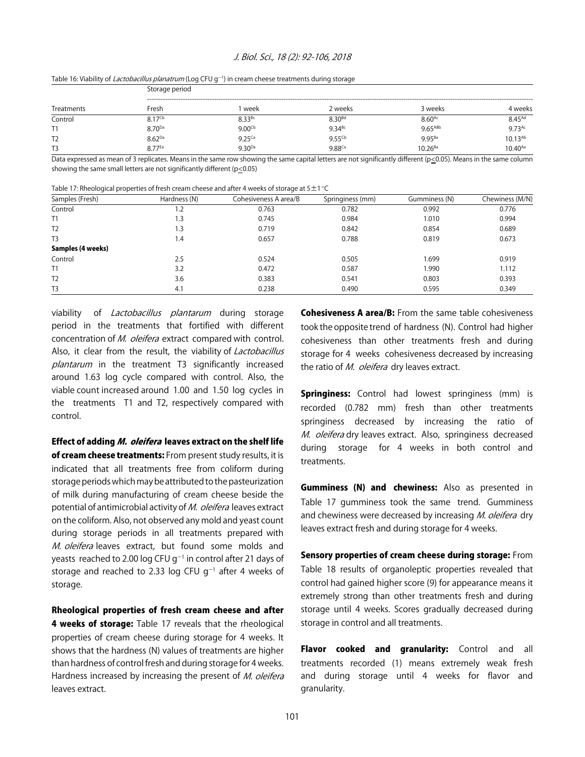Table 16: Viability of *Lactobacillus planatrum* (Log CFU $g^{-1}$) in cream cheese treatments during storage

| Treatments | Storage period | | | | |
|---|---|---|---|---|---|
| | Fresh | 1 week | 2 weeks | 3 weeks | 4 weeks |
| Control | $8.17^{Cb}$ | $8.33^{Bc}$ | $8.30^{Bd}$ | $8.60^{Ac}$ | $8.45^{Ad}$ |
| T1 | $8.70^{Da}$ | $9.00^{Cb}$ | $9.34^{Bc}$ | $9.65^{ABb}$ | $9.73^{Ac}$ |
| T2 | $8.62^{Da}$ | $9.25^{Ca}$ | $9.55^{Cb}$ | $9.95^{Ba}$ | $10.13^{Ab}$ |
| T3 | $8.77^{Ea}$ | $9.30^{Da}$ | $9.88^{Ca}$ | $10.26^{Ba}$ | $10.40^{Aa}$ |

Data expressed as mean of 3 replicates. Means in the same row showing the same capital letters are not significantly different ($p \leq 0.05$). Means in the same column showing the same small letters are not significantly different ($p \leq 0.05$)

Table 17: Rheological properties of fresh cream cheese and after 4 weeks of storage at $5 \pm 1$ °C

| Samples (Fresh) | Hardness (N) | Cohesiveness A area/B | Springiness (mm) | Gumminess (N) | Chewiness (M/N) |
|---|---|---|---|---|---|
| Control | 1.2 | 0.763 | 0.782 | 0.992 | 0.776 |
| T1 | 1.3 | 0.745 | 0.984 | 1.010 | 0.994 |
| T2 | 1.3 | 0.719 | 0.842 | 0.854 | 0.689 |
| T3 | 1.4 | 0.657 | 0.788 | 0.819 | 0.673 |
| **Samples (4 weeks)** | | | | | |
| Control | 2.5 | 0.524 | 0.505 | 1.699 | 0.919 |
| T1 | 3.2 | 0.472 | 0.587 | 1.990 | 1.112 |
| T2 | 3.6 | 0.383 | 0.541 | 0.803 | 0.393 |
| T3 | 4.1 | 0.238 | 0.490 | 0.595 | 0.349 |

viability of *Lactobacillus plantarum* during storage period in the treatments that fortified with different concentration of *M. oleifera* extract compared with control. Also, it clear from the result, the viability of *Lactobacillus plantarum* in the treatment T3 significantly increased around 1.63 log cycle compared with control. Also, the viable count increased around 1.00 and 1.50 log cycles in the treatments T1 and T2, respectively compared with control.

**Effect of adding *M. oleifera* leaves extract on the shelf life of cream cheese treatments:** From present study results, it is indicated that all treatments free from coliform during storage periods which may be attributed to the pasteurization of milk during manufacturing of cream cheese beside the potential of antimicrobial activity of *M. oleifera* leaves extract on the coliform. Also, not observed any mold and yeast count during storage periods in all treatments prepared with *M. oleifera* leaves extract, but found some molds and yeasts reached to 2.00 log CFU $g^{-1}$ in control after 21 days of storage and reached to 2.33 log CFU $g^{-1}$ after 4 weeks of storage.

**Rheological properties of fresh cream cheese and after 4 weeks of storage:** Table 17 reveals that the rheological properties of cream cheese during storage for 4 weeks. It shows that the hardness (N) values of treatments are higher than hardness of control fresh and during storage for 4 weeks. Hardness increased by increasing the present of *M. oleifera* leaves extract.

**Cohesiveness A area/B:** From the same table cohesiveness took the opposite trend of hardness (N). Control had higher cohesiveness than other treatments fresh and during storage for 4 weeks cohesiveness decreased by increasing the ratio of *M. oleifera* dry leaves extract.

**Springiness:** Control had lowest springiness (mm) is recorded (0.782 mm) fresh than other treatments springiness decreased by increasing the ratio of *M. oleifera* dry leaves extract. Also, springiness decreased during storage for 4 weeks in both control and treatments.

**Gumminess (N) and chewiness:** Also as presented in Table 17 gumminess took the same trend. Gumminess and chewiness were decreased by increasing *M. oleifera* dry leaves extract fresh and during storage for 4 weeks.

**Sensory properties of cream cheese during storage:** From Table 18 results of organoleptic properties revealed that control had gained higher score (9) for appearance means it extremely strong than other treatments fresh and during storage until 4 weeks. Scores gradually decreased during storage in control and all treatments.

**Flavor cooked and granularity:** Control and all treatments recorded (1) means extremely weak fresh and during storage until 4 weeks for flavor and granularity.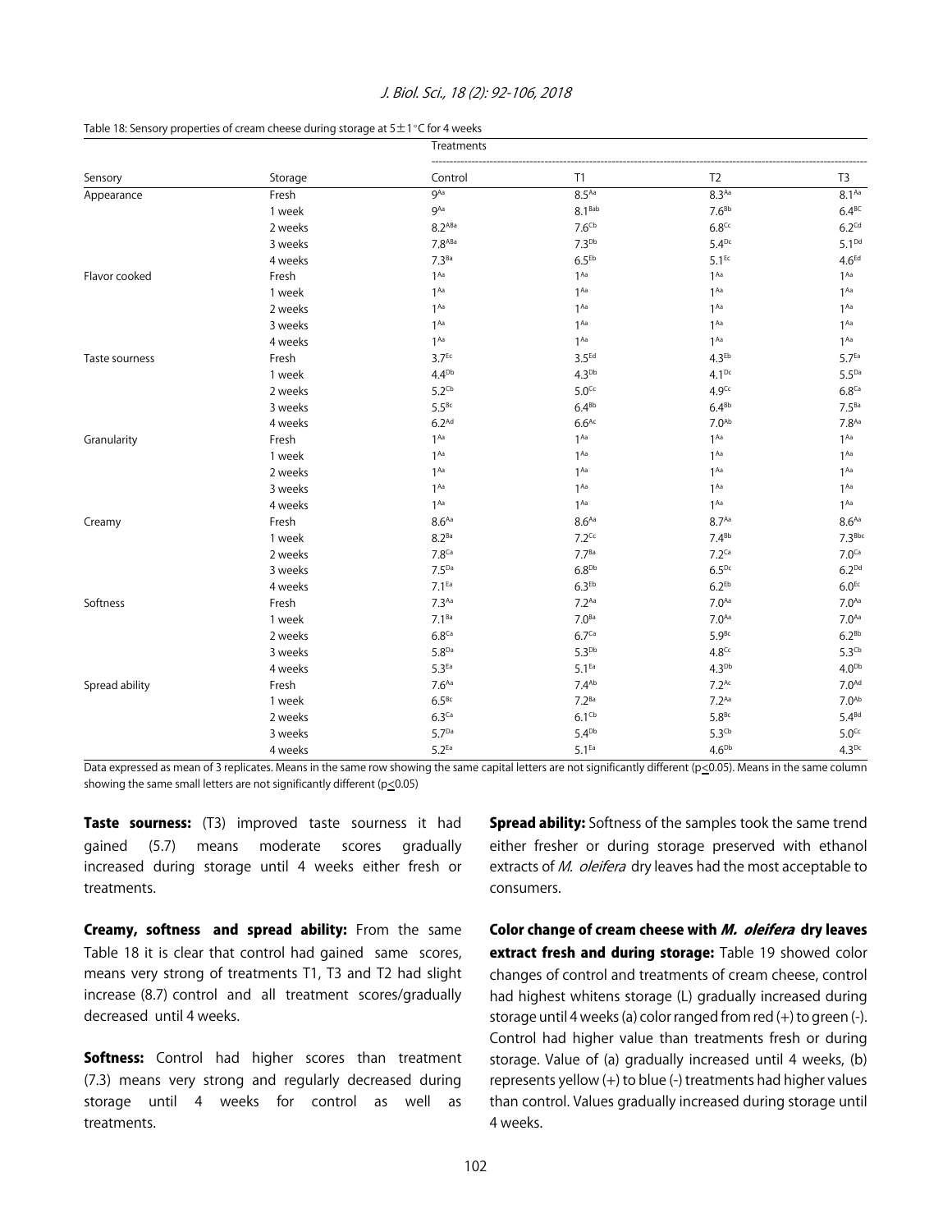Table 18: Sensory properties of cream cheese during storage at 5±1°C for 4 weeks

| | | Treatments | | | |
|---|---|---|---|---|---|
| Sensory | Storage | Control | T1 | T2 | T3 |
| Appearance | Fresh | $9^{Aa}$ | $8.5^{Aa}$ | $8.3^{Aa}$ | $8.1^{Aa}$ |
| | 1 week | $9^{Aa}$ | $8.1^{Bab}$ | $7.6^{Bb}$ | $6.4^{BC}$ |
| | 2 weeks | $8.2^{ABa}$ | $7.6^{Cb}$ | $6.8^{Cc}$ | $6.2^{Cd}$ |
| | 3 weeks | $7.8^{ABa}$ | $7.3^{Db}$ | $5.4^{Dc}$ | $5.1^{Dd}$ |
| | 4 weeks | $7.3^{Ba}$ | $6.5^{Eb}$ | $5.1^{Ec}$ | $4.6^{Ed}$ |
| Flavor cooked | Fresh | $1^{Aa}$ | $1^{Aa}$ | $1^{Aa}$ | $1^{Aa}$ |
| | 1 week | $1^{Aa}$ | $1^{Aa}$ | $1^{Aa}$ | $1^{Aa}$ |
| | 2 weeks | $1^{Aa}$ | $1^{Aa}$ | $1^{Aa}$ | $1^{Aa}$ |
| | 3 weeks | $1^{Aa}$ | $1^{Aa}$ | $1^{Aa}$ | $1^{Aa}$ |
| | 4 weeks | $1^{Aa}$ | $1^{Aa}$ | $1^{Aa}$ | $1^{Aa}$ |
| Taste sourness | Fresh | $3.7^{Ec}$ | $3.5^{Ed}$ | $4.3^{Eb}$ | $5.7^{Ea}$ |
| | 1 week | $4.4^{Db}$ | $4.3^{Db}$ | $4.1^{Dc}$ | $5.5^{Da}$ |
| | 2 weeks | $5.2^{Cb}$ | $5.0^{Cc}$ | $4.9^{Cc}$ | $6.8^{Ca}$ |
| | 3 weeks | $5.5^{Bc}$ | $6.4^{Bb}$ | $6.4^{Bb}$ | $7.5^{Ba}$ |
| | 4 weeks | $6.2^{Ad}$ | $6.6^{Ac}$ | $7.0^{Ab}$ | $7.8^{Aa}$ |
| Granularity | Fresh | $1^{Aa}$ | $1^{Aa}$ | $1^{Aa}$ | $1^{Aa}$ |
| | 1 week | $1^{Aa}$ | $1^{Aa}$ | $1^{Aa}$ | $1^{Aa}$ |
| | 2 weeks | $1^{Aa}$ | $1^{Aa}$ | $1^{Aa}$ | $1^{Aa}$ |
| | 3 weeks | $1^{Aa}$ | $1^{Aa}$ | $1^{Aa}$ | $1^{Aa}$ |
| | 4 weeks | $1^{Aa}$ | $1^{Aa}$ | $1^{Aa}$ | $1^{Aa}$ |
| Creamy | Fresh | $8.6^{Aa}$ | $8.6^{Aa}$ | $8.7^{Aa}$ | $8.6^{Aa}$ |
| | 1 week | $8.2^{Ba}$ | $7.2^{Cc}$ | $7.4^{Bb}$ | $7.3^{Bbc}$ |
| | 2 weeks | $7.8^{Ca}$ | $7.7^{Ba}$ | $7.2^{Ca}$ | $7.0^{Ca}$ |
| | 3 weeks | $7.5^{Da}$ | $6.8^{Db}$ | $6.5^{Dc}$ | $6.2^{Dd}$ |
| | 4 weeks | $7.1^{Ea}$ | $6.3^{Eb}$ | $6.2^{Eb}$ | $6.0^{Ec}$ |
| Softness | Fresh | $7.3^{Aa}$ | $7.2^{Aa}$ | $7.0^{Aa}$ | $7.0^{Aa}$ |
| | 1 week | $7.1^{Ba}$ | $7.0^{Ba}$ | $7.0^{Aa}$ | $7.0^{Aa}$ |
| | 2 weeks | $6.8^{Ca}$ | $6.7^{Ca}$ | $5.9^{Bc}$ | $6.2^{Bb}$ |
| | 3 weeks | $5.8^{Da}$ | $5.3^{Db}$ | $4.8^{Cc}$ | $5.3^{Cb}$ |
| | 4 weeks | $5.3^{Ea}$ | $5.1^{Ea}$ | $4.3^{Db}$ | $4.0^{Db}$ |
| Spread ability | Fresh | $7.6^{Aa}$ | $7.4^{Ab}$ | $7.2^{Ac}$ | $7.0^{Ad}$ |
| | 1 week | $6.5^{Bc}$ | $7.2^{Ba}$ | $7.2^{Aa}$ | $7.0^{Ab}$ |
| | 2 weeks | $6.3^{Ca}$ | $6.1^{Cb}$ | $5.8^{Bc}$ | $5.4^{Bd}$ |
| | 3 weeks | $5.7^{Da}$ | $5.4^{Db}$ | $5.3^{Cb}$ | $5.0^{Cc}$ |
| | 4 weeks | $5.2^{Ea}$ | $5.1^{Ea}$ | $4.6^{Db}$ | $4.3^{Dc}$ |

Data expressed as mean of 3 replicates. Means in the same row showing the same capital letters are not significantly different ($p \leq 0.05$). Means in the same column showing the same small letters are not significantly different ($p \leq 0.05$)

**Taste sourness:** (T3) improved taste sourness it had gained (5.7) means moderate scores gradually increased during storage until 4 weeks either fresh or treatments.

**Creamy, softness and spread ability:** From the same Table 18 it is clear that control had gained same scores, means very strong of treatments T1, T3 and T2 had slight increase (8.7) control and all treatment scores/gradually decreased until 4 weeks.

**Softness:** Control had higher scores than treatment (7.3) means very strong and regularly decreased during storage until 4 weeks for control as well as treatments.

**Spread ability:** Softness of the samples took the same trend either fresher or during storage preserved with ethanol extracts of *M. oleifera* dry leaves had the most acceptable to consumers.

**Color change of cream cheese with *M. oleifera* dry leaves extract fresh and during storage:** Table 19 showed color changes of control and treatments of cream cheese, control had highest whitens storage (L) gradually increased during storage until 4 weeks (a) color ranged from red (+) to green (-). Control had higher value than treatments fresh or during storage. Value of (a) gradually increased until 4 weeks, (b) represents yellow (+) to blue (-) treatments had higher values than control. Values gradually increased during storage until 4 weeks.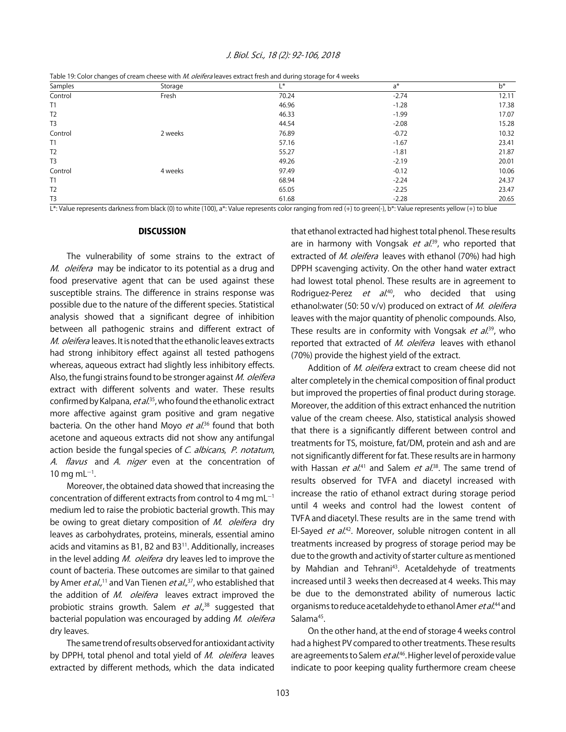Table 19: Color changes of cream cheese with *M. oleifera* leaves extract fresh and during storage for 4 weeks

| Samples | Storage | L* | a* | b* |
|---|---|---|---|---|
| Control | Fresh | 70.24 | -2.74 | 12.11 |
| T1 | | 46.96 | -1.28 | 17.38 |
| T2 | | 46.33 | -1.99 | 17.07 |
| T3 | | 44.54 | -2.08 | 15.28 |
| Control | 2 weeks | 76.89 | -0.72 | 10.32 |
| T1 | | 57.16 | -1.67 | 23.41 |
| T2 | | 55.27 | -1.81 | 21.87 |
| T3 | | 49.26 | -2.19 | 20.01 |
| Control | 4 weeks | 97.49 | -0.12 | 10.06 |
| T1 | | 68.94 | -2.24 | 24.37 |
| T2 | | 65.05 | -2.25 | 23.47 |
| T3 | | 61.68 | -2.28 | 20.65 |

L*: Value represents darkness from black (0) to white (100), a*: Value represents color ranging from red (+) to green(-), b*: Value represents yellow (+) to blue

## DISCUSSION

The vulnerability of some strains to the extract of *M. oleifera* may be indicator to its potential as a drug and food preservative agent that can be used against these susceptible strains. The difference in strains response was possible due to the nature of the different species. Statistical analysis showed that a significant degree of inhibition between all pathogenic strains and different extract of *M. oleifera* leaves. It is noted that the ethanolic leaves extracts had strong inhibitory effect against all tested pathogens whereas, aqueous extract had slightly less inhibitory effects. Also, the fungi strains found to be stronger against *M. oleifera* extract with different solvents and water. These results confirmed by Kalpana, *et al.*[35], who found the ethanolic extract more affective against gram positive and gram negative bacteria. On the other hand Moyo *et al.*[36] found that both acetone and aqueous extracts did not show any antifungal action beside the fungal species of *C. albicans*, *P. notatum*, *A. flavus* and *A. niger* even at the concentration of 10 mg $mL^{-1}$.

Moreover, the obtained data showed that increasing the concentration of different extracts from control to 4 mg $mL^{-1}$ medium led to raise the probiotic bacterial growth. This may be owing to great dietary composition of *M. oleifera* dry leaves as carbohydrates, proteins, minerals, essential amino acids and vitamins as B1, B2 and B3[11]. Additionally, increases in the level adding *M. oleifera* dry leaves led to improve the count of bacteria. These outcomes are similar to that gained by Amer *et al.*,[11] and Van Tienen *et al.*,[37], who established that the addition of *M. oleifera* leaves extract improved the probiotic strains growth. Salem *et al.*,[38] suggested that bacterial population was encouraged by adding *M. oleifera* dry leaves.

The same trend of results observed for antioxidant activity by DPPH, total phenol and total yield of *M. oleifera* leaves extracted by different methods, which the data indicated that ethanol extracted had highest total phenol. These results are in harmony with Vongsak *et al.*[39], who reported that extracted of *M. oleifera* leaves with ethanol (70%) had high DPPH scavenging activity. On the other hand water extract had lowest total phenol. These results are in agreement to Rodriguez-Perez *et al.*[40], who decided that using ethanol:water (50: 50 v/v) produced on extract of *M. oleifera* leaves with the major quantity of phenolic compounds. Also, These results are in conformity with Vongsak *et al.*[39], who reported that extracted of *M. oleifera* leaves with ethanol (70%) provide the highest yield of the extract.

Addition of *M. oleifera* extract to cream cheese did not alter completely in the chemical composition of final product but improved the properties of final product during storage. Moreover, the addition of this extract enhanced the nutrition value of the cream cheese. Also, statistical analysis showed that there is a significantly different between control and treatments for TS, moisture, fat/DM, protein and ash and are not significantly different for fat. These results are in harmony with Hassan *et al.*[41] and Salem *et al.*[38]. The same trend of results observed for TVFA and diacetyl increased with increase the ratio of ethanol extract during storage period until 4 weeks and control had the lowest content of TVFA and diacetyl. These results are in the same trend with El-Sayed *et al.*[42]. Moreover, soluble nitrogen content in all treatments increased by progress of storage period may be due to the growth and activity of starter culture as mentioned by Mahdian and Tehrani[43]. Acetaldehyde of treatments increased until 3 weeks then decreased at 4 weeks. This may be due to the demonstrated ability of numerous lactic organisms to reduce acetaldehyde to ethanol Amer *et al.*[44] and Salama[45].

On the other hand, at the end of storage 4 weeks control had a highest PV compared to other treatments. These results are agreements to Salem *et al.*[46]. Higher level of peroxide value indicate to poor keeping quality furthermore cream cheese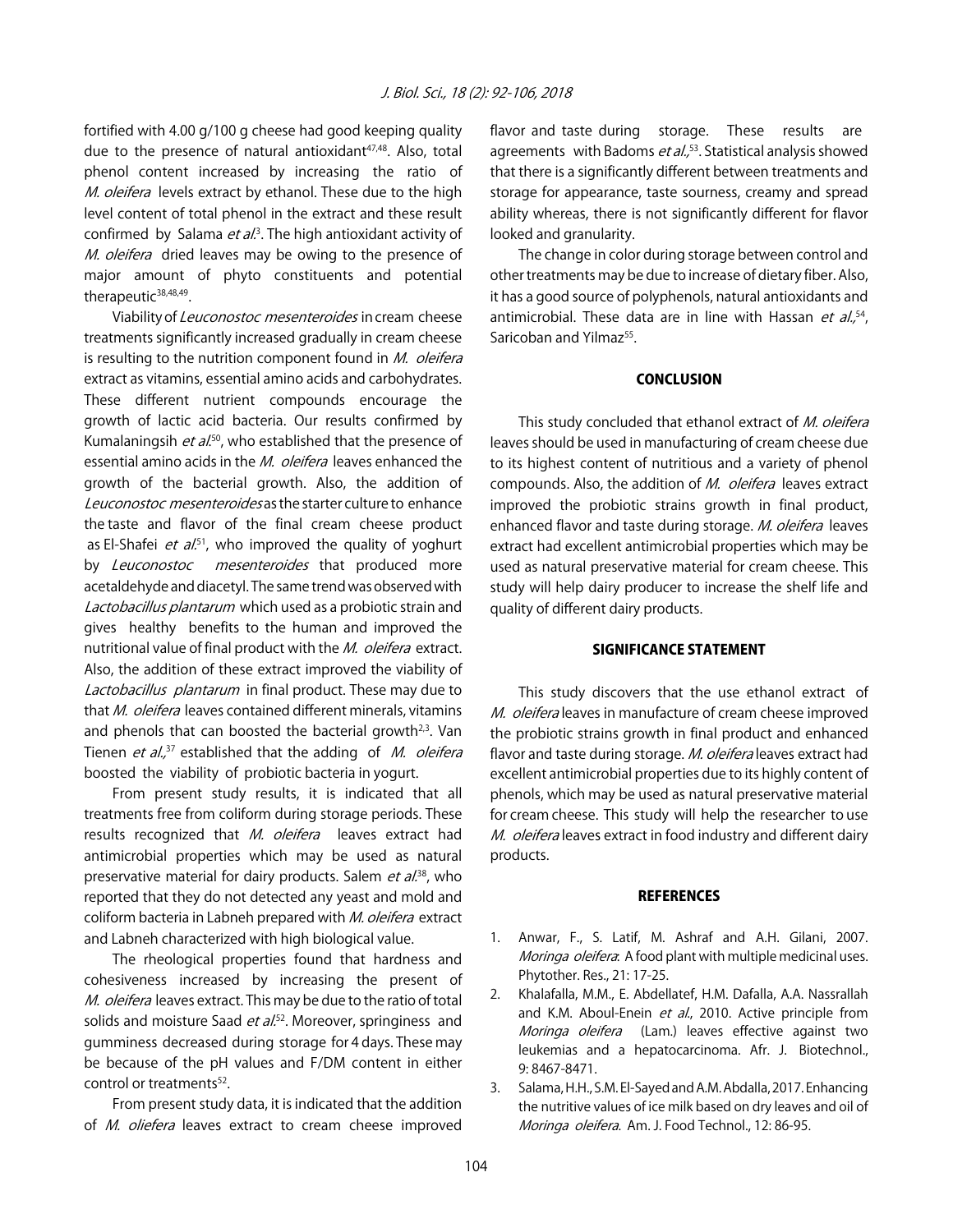fortified with 4.00 g/100 g cheese had good keeping quality due to the presence of natural antioxidant[47,48]. Also, total phenol content increased by increasing the ratio of *M. oleifera* levels extract by ethanol. These due to the high level content of total phenol in the extract and these result confirmed by Salama *et al.*[3]. The high antioxidant activity of *M. oleifera* dried leaves may be owing to the presence of major amount of phyto constituents and potential therapeutic[38,48,49].

Viability of *Leuconostoc mesenteroides* in cream cheese treatments significantly increased gradually in cream cheese is resulting to the nutrition component found in *M. oleifera* extract as vitamins, essential amino acids and carbohydrates. These different nutrient compounds encourage the growth of lactic acid bacteria. Our results confirmed by Kumalaningsih *et al.*[50], who established that the presence of essential amino acids in the *M. oleifera* leaves enhanced the growth of the bacterial growth. Also, the addition of *Leuconostoc mesenteroides* as the starter culture to enhance the taste and flavor of the final cream cheese product as El-Shafei *et al.*[51], who improved the quality of yoghurt by *Leuconostoc mesenteroides* that produced more acetaldehyde and diacetyl. The same trend was observed with *Lactobacillus plantarum* which used as a probiotic strain and gives healthy benefits to the human and improved the nutritional value of final product with the *M. oleifera* extract. Also, the addition of these extract improved the viability of *Lactobacillus plantarum* in final product. These may due to that *M. oleifera* leaves contained different minerals, vitamins and phenols that can boosted the bacterial growth[2,3]. Van Tienen *et al.*,[37] established that the adding of *M. oleifera* boosted the viability of probiotic bacteria in yogurt.

From present study results, it is indicated that all treatments free from coliform during storage periods. These results recognized that *M. oleifera* leaves extract had antimicrobial properties which may be used as natural preservative material for dairy products. Salem *et al.*[38], who reported that they do not detected any yeast and mold and coliform bacteria in Labneh prepared with *M. oleifera* extract and Labneh characterized with high biological value.

The rheological properties found that hardness and cohesiveness increased by increasing the present of *M. oleifera* leaves extract. This may be due to the ratio of total solids and moisture Saad *et al.*[52]. Moreover, springiness and gumminess decreased during storage for 4 days. These may be because of the pH values and F/DM content in either control or treatments[52].

From present study data, it is indicated that the addition of *M. oliefera* leaves extract to cream cheese improved flavor and taste during storage. These results are agreements with Badoms *et al.*,[53]. Statistical analysis showed that there is a significantly different between treatments and storage for appearance, taste sourness, creamy and spread ability whereas, there is not significantly different for flavor looked and granularity.

The change in color during storage between control and other treatments may be due to increase of dietary fiber. Also, it has a good source of polyphenols, natural antioxidants and antimicrobial. These data are in line with Hassan *et al.*,[54], Saricoban and Yilmaz[55].

## CONCLUSION

This study concluded that ethanol extract of *M. oleifera* leaves should be used in manufacturing of cream cheese due to its highest content of nutritious and a variety of phenol compounds. Also, the addition of *M. oleifera* leaves extract improved the probiotic strains growth in final product, enhanced flavor and taste during storage. *M. oleifera* leaves extract had excellent antimicrobial properties which may be used as natural preservative material for cream cheese. This study will help dairy producer to increase the shelf life and quality of different dairy products.

## SIGNIFICANCE STATEMENT

This study discovers that the use ethanol extract of *M. oleifera* leaves in manufacture of cream cheese improved the probiotic strains growth in final product and enhanced flavor and taste during storage. *M. oleifera* leaves extract had excellent antimicrobial properties due to its highly content of phenols, which may be used as natural preservative material for cream cheese. This study will help the researcher to use *M. oleifera* leaves extract in food industry and different dairy products.

## REFERENCES

1. Anwar, F., S. Latif, M. Ashraf and A.H. Gilani, 2007. *Moringa oleifera*: A food plant with multiple medicinal uses. Phytother. Res., 21: 17-25.
2. Khalafalla, M.M., E. Abdellatef, H.M. Dafalla, A.A. Nassrallah and K.M. Aboul-Enein *et al.*, 2010. Active principle from *Moringa oleifera* (Lam.) leaves effective against two leukemias and a hepatocarcinoma. Afr. J. Biotechnol., 9: 8467-8471.
3. Salama, H.H., S.M. El-Sayed and A.M. Abdalla, 2017. Enhancing the nutritive values of ice milk based on dry leaves and oil of *Moringa oleifera*. Am. J. Food Technol., 12: 86-95.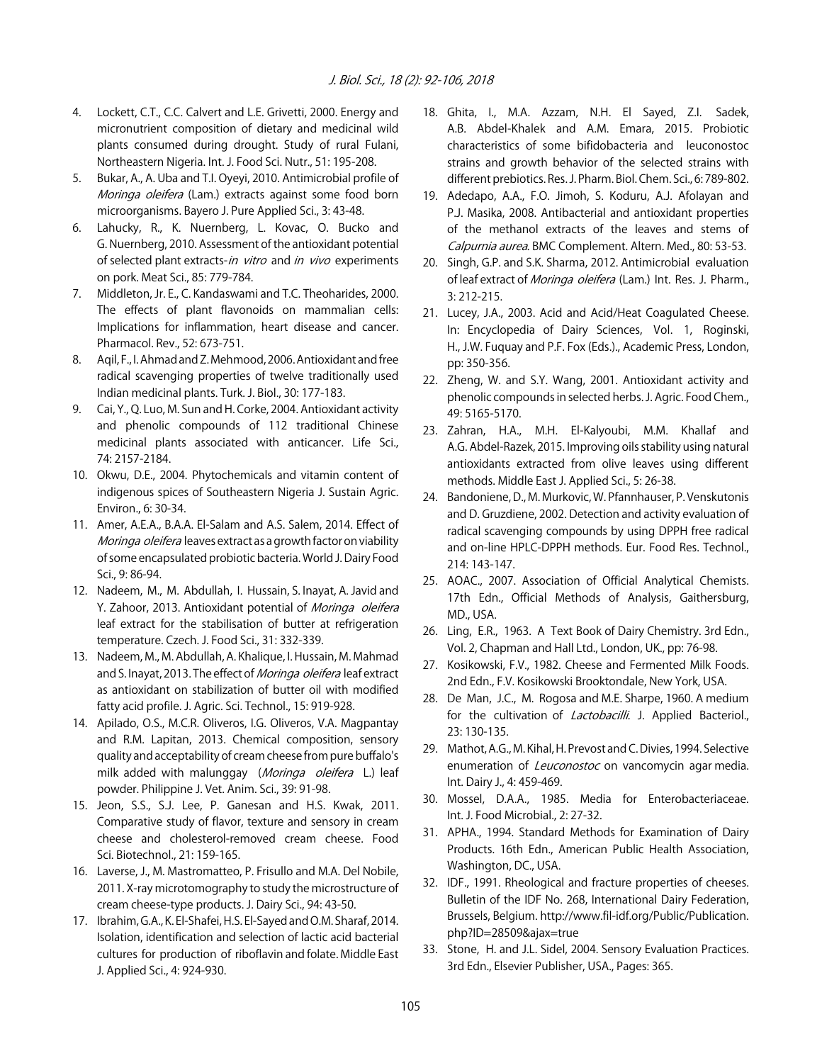4. Lockett, C.T., C.C. Calvert and L.E. Grivetti, 2000. Energy and micronutrient composition of dietary and medicinal wild plants consumed during drought. Study of rural Fulani, Northeastern Nigeria. Int. J. Food Sci. Nutr., 51: 195-208.
5. Bukar, A., A. Uba and T.I. Oyeyi, 2010. Antimicrobial profile of *Moringa oleifera* (Lam.) extracts against some food born microorganisms. Bayero J. Pure Applied Sci., 3: 43-48.
6. Lahucky, R., K. Nuernberg, L. Kovac, O. Bucko and G. Nuernberg, 2010. Assessment of the antioxidant potential of selected plant extracts-*in vitro* and *in vivo* experiments on pork. Meat Sci., 85: 779-784.
7. Middleton, Jr. E., C. Kandaswami and T.C. Theoharides, 2000. The effects of plant flavonoids on mammalian cells: Implications for inflammation, heart disease and cancer. Pharmacol. Rev., 52: 673-751.
8. Aqil, F., I. Ahmad and Z. Mehmood, 2006. Antioxidant and free radical scavenging properties of twelve traditionally used Indian medicinal plants. Turk. J. Biol., 30: 177-183.
9. Cai, Y., Q. Luo, M. Sun and H. Corke, 2004. Antioxidant activity and phenolic compounds of 112 traditional Chinese medicinal plants associated with anticancer. Life Sci., 74: 2157-2184.
10. Okwu, D.E., 2004. Phytochemicals and vitamin content of indigenous spices of Southeastern Nigeria J. Sustain Agric. Environ., 6: 30-34.
11. Amer, A.E.A., B.A.A. El-Salam and A.S. Salem, 2014. Effect of *Moringa oleifera* leaves extract as a growth factor on viability of some encapsulated probiotic bacteria. World J. Dairy Food Sci., 9: 86-94.
12. Nadeem, M., M. Abdullah, I. Hussain, S. Inayat, A. Javid and Y. Zahoor, 2013. Antioxidant potential of *Moringa oleifera* leaf extract for the stabilisation of butter at refrigeration temperature. Czech. J. Food Sci., 31: 332-339.
13. Nadeem, M., M. Abdullah, A. Khalique, I. Hussain, M. Mahmad and S. Inayat, 2013. The effect of *Moringa oleifera* leaf extract as antioxidant on stabilization of butter oil with modified fatty acid profile. J. Agric. Sci. Technol., 15: 919-928.
14. Apilado, O.S., M.C.R. Oliveros, I.G. Oliveros, V.A. Magpantay and R.M. Lapitan, 2013. Chemical composition, sensory quality and acceptability of cream cheese from pure buffalo's milk added with malunggay (*Moringa oleifera* L.) leaf powder. Philippine J. Vet. Anim. Sci., 39: 91-98.
15. Jeon, S.S., S.J. Lee, P. Ganesan and H.S. Kwak, 2011. Comparative study of flavor, texture and sensory in cream cheese and cholesterol-removed cream cheese. Food Sci. Biotechnol., 21: 159-165.
16. Laverse, J., M. Mastromatteo, P. Frisullo and M.A. Del Nobile, 2011. X-ray microtomography to study the microstructure of cream cheese-type products. J. Dairy Sci., 94: 43-50.
17. Ibrahim, G.A., K. El-Shafei, H.S. El-Sayed and O.M. Sharaf, 2014. Isolation, identification and selection of lactic acid bacterial cultures for production of riboflavin and folate. Middle East J. Applied Sci., 4: 924-930.
18. Ghita, I., M.A. Azzam, N.H. El Sayed, Z.I. Sadek, A.B. Abdel-Khalek and A.M. Emara, 2015. Probiotic characteristics of some bifidobacteria and leuconostoc strains and growth behavior of the selected strains with different prebiotics. Res. J. Pharm. Biol. Chem. Sci., 6: 789-802.
19. Adedapo, A.A., F.O. Jimoh, S. Koduru, A.J. Afolayan and P.J. Masika, 2008. Antibacterial and antioxidant properties of the methanol extracts of the leaves and stems of *Calpurnia aurea*. BMC Complement. Altern. Med., 80: 53-53.
20. Singh, G.P. and S.K. Sharma, 2012. Antimicrobial evaluation of leaf extract of *Moringa oleifera* (Lam.) Int. Res. J. Pharm., 3: 212-215.
21. Lucey, J.A., 2003. Acid and Acid/Heat Coagulated Cheese. In: Encyclopedia of Dairy Sciences, Vol. 1, Roginski, H., J.W. Fuquay and P.F. Fox (Eds.)., Academic Press, London, pp: 350-356.
22. Zheng, W. and S.Y. Wang, 2001. Antioxidant activity and phenolic compounds in selected herbs. J. Agric. Food Chem., 49: 5165-5170.
23. Zahran, H.A., M.H. El-Kalyoubi, M.M. Khallaf and A.G. Abdel-Razek, 2015. Improving oils stability using natural antioxidants extracted from olive leaves using different methods. Middle East J. Applied Sci., 5: 26-38.
24. Bandoniene, D., M. Murkovic, W. Pfannhauser, P. Venskutonis and D. Gruzdiene, 2002. Detection and activity evaluation of radical scavenging compounds by using DPPH free radical and on-line HPLC-DPPH methods. Eur. Food Res. Technol., 214: 143-147.
25. AOAC., 2007. Association of Official Analytical Chemists. 17th Edn., Official Methods of Analysis, Gaithersburg, MD., USA.
26. Ling, E.R., 1963. A Text Book of Dairy Chemistry. 3rd Edn., Vol. 2, Chapman and Hall Ltd., London, UK., pp: 76-98.
27. Kosikowski, F.V., 1982. Cheese and Fermented Milk Foods. 2nd Edn., F.V. Kosikowski Brooktondale, New York, USA.
28. De Man, J.C., M. Rogosa and M.E. Sharpe, 1960. A medium for the cultivation of *Lactobacilli*. J. Applied Bacteriol., 23: 130-135.
29. Mathot, A.G., M. Kihal, H. Prevost and C. Divies, 1994. Selective enumeration of *Leuconostoc* on vancomycin agar media. Int. Dairy J., 4: 459-469.
30. Mossel, D.A.A., 1985. Media for Enterobacteriaceae. Int. J. Food Microbial., 2: 27-32.
31. APHA., 1994. Standard Methods for Examination of Dairy Products. 16th Edn., American Public Health Association, Washington, DC., USA.
32. IDF., 1991. Rheological and fracture properties of cheeses. Bulletin of the IDF No. 268, International Dairy Federation, Brussels, Belgium. http://www.fil-idf.org/Public/Publication.php?ID=28509&ajax=true
33. Stone, H. and J.L. Sidel, 2004. Sensory Evaluation Practices. 3rd Edn., Elsevier Publisher, USA., Pages: 365.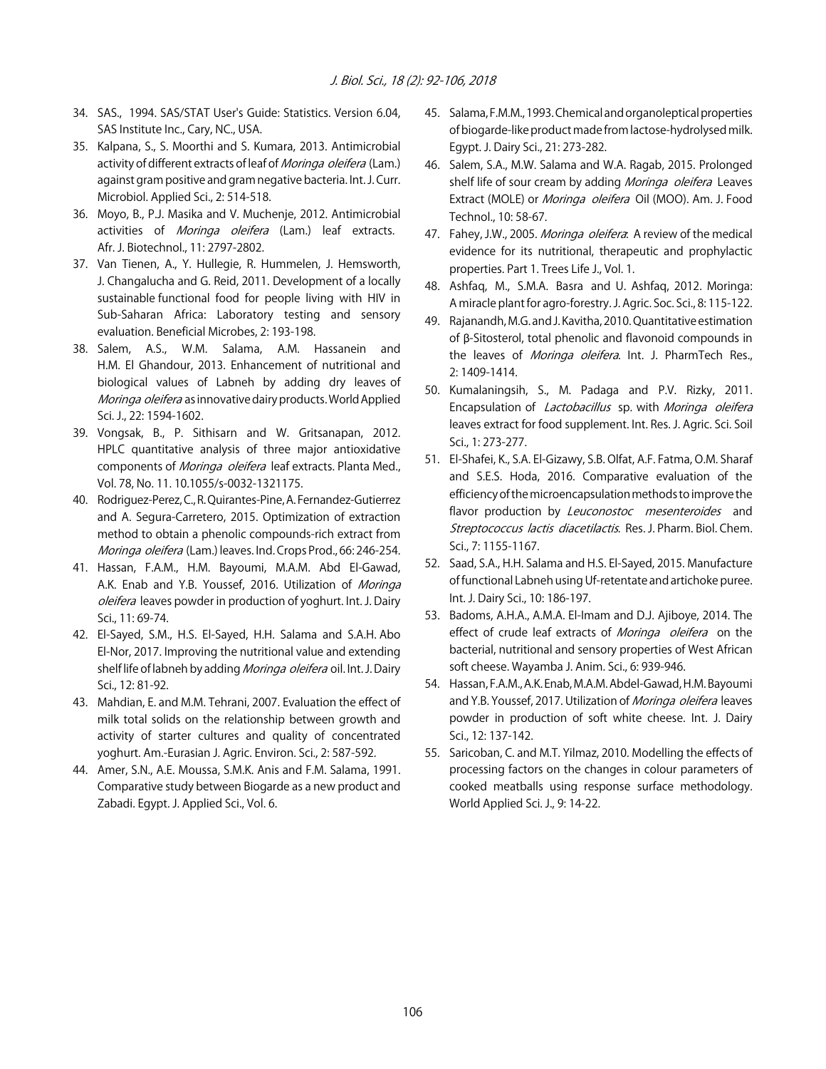34. SAS., 1994. SAS/STAT User's Guide: Statistics. Version 6.04, SAS Institute Inc., Cary, NC., USA.
35. Kalpana, S., S. Moorthi and S. Kumara, 2013. Antimicrobial activity of different extracts of leaf of *Moringa oleifera* (Lam.) against gram positive and gram negative bacteria. Int. J. Curr. Microbiol. Applied Sci., 2: 514-518.
36. Moyo, B., P.J. Masika and V. Muchenje, 2012. Antimicrobial activities of *Moringa oleifera* (Lam.) leaf extracts. Afr. J. Biotechnol., 11: 2797-2802.
37. Van Tienen, A., Y. Hullegie, R. Hummelen, J. Hemsworth, J. Changalucha and G. Reid, 2011. Development of a locally sustainable functional food for people living with HIV in Sub-Saharan Africa: Laboratory testing and sensory evaluation. Beneficial Microbes, 2: 193-198.
38. Salem, A.S., W.M. Salama, A.M. Hassanein and H.M. El Ghandour, 2013. Enhancement of nutritional and biological values of Labneh by adding dry leaves of *Moringa oleifera* as innovative dairy products. World Applied Sci. J., 22: 1594-1602.
39. Vongsak, B., P. Sithisarn and W. Gritsanapan, 2012. HPLC quantitative analysis of three major antioxidative components of *Moringa oleifera* leaf extracts. Planta Med., Vol. 78, No. 11. 10.1055/s-0032-1321175.
40. Rodriguez-Perez, C., R. Quirantes-Pine, A. Fernandez-Gutierrez and A. Segura-Carretero, 2015. Optimization of extraction method to obtain a phenolic compounds-rich extract from *Moringa oleifera* (Lam.) leaves. Ind. Crops Prod., 66: 246-254.
41. Hassan, F.A.M., H.M. Bayoumi, M.A.M. Abd El-Gawad, A.K. Enab and Y.B. Youssef, 2016. Utilization of *Moringa oleifera* leaves powder in production of yoghurt. Int. J. Dairy Sci., 11: 69-74.
42. El-Sayed, S.M., H.S. El-Sayed, H.H. Salama and S.A.H. Abo El-Nor, 2017. Improving the nutritional value and extending shelf life of labneh by adding *Moringa oleifera* oil. Int. J. Dairy Sci., 12: 81-92.
43. Mahdian, E. and M.M. Tehrani, 2007. Evaluation the effect of milk total solids on the relationship between growth and activity of starter cultures and quality of concentrated yoghurt. Am.-Eurasian J. Agric. Environ. Sci., 2: 587-592.
44. Amer, S.N., A.E. Moussa, S.M.K. Anis and F.M. Salama, 1991. Comparative study between Biogarde as a new product and Zabadi. Egypt. J. Applied Sci., Vol. 6.
45. Salama, F.M.M., 1993. Chemical and organoleptical properties of biogarde-like product made from lactose-hydrolysed milk. Egypt. J. Dairy Sci., 21: 273-282.
46. Salem, S.A., M.W. Salama and W.A. Ragab, 2015. Prolonged shelf life of sour cream by adding *Moringa oleifera* Leaves Extract (MOLE) or *Moringa oleifera* Oil (MOO). Am. J. Food Technol., 10: 58-67.
47. Fahey, J.W., 2005. *Moringa oleifera*: A review of the medical evidence for its nutritional, therapeutic and prophylactic properties. Part 1. Trees Life J., Vol. 1.
48. Ashfaq, M., S.M.A. Basra and U. Ashfaq, 2012. Moringa: A miracle plant for agro-forestry. J. Agric. Soc. Sci., 8: 115-122.
49. Rajanandh, M.G. and J. Kavitha, 2010. Quantitative estimation of β-Sitosterol, total phenolic and flavonoid compounds in the leaves of *Moringa oleifera*. Int. J. PharmTech Res., 2: 1409-1414.
50. Kumalaningsih, S., M. Padaga and P.V. Rizky, 2011. Encapsulation of *Lactobacillus* sp. with *Moringa oleifera* leaves extract for food supplement. Int. Res. J. Agric. Sci. Soil Sci., 1: 273-277.
51. El-Shafei, K., S.A. El-Gizawy, S.B. Olfat, A.F. Fatma, O.M. Sharaf and S.E.S. Hoda, 2016. Comparative evaluation of the efficiency of the microencapsulation methods to improve the flavor production by *Leuconostoc mesenteroides* and *Streptococcus lactis diacetilactis*. Res. J. Pharm. Biol. Chem. Sci., 7: 1155-1167.
52. Saad, S.A., H.H. Salama and H.S. El-Sayed, 2015. Manufacture of functional Labneh using Uf-retentate and artichoke puree. Int. J. Dairy Sci., 10: 186-197.
53. Badoms, A.H.A., A.M.A. El-Imam and D.J. Ajiboye, 2014. The effect of crude leaf extracts of *Moringa oleifera* on the bacterial, nutritional and sensory properties of West African soft cheese. Wayamba J. Anim. Sci., 6: 939-946.
54. Hassan, F.A.M., A.K. Enab, M.A.M. Abdel-Gawad, H.M. Bayoumi and Y.B. Youssef, 2017. Utilization of *Moringa oleifera* leaves powder in production of soft white cheese. Int. J. Dairy Sci., 12: 137-142.
55. Saricoban, C. and M.T. Yilmaz, 2010. Modelling the effects of processing factors on the changes in colour parameters of cooked meatballs using response surface methodology. World Applied Sci. J., 9: 14-22.